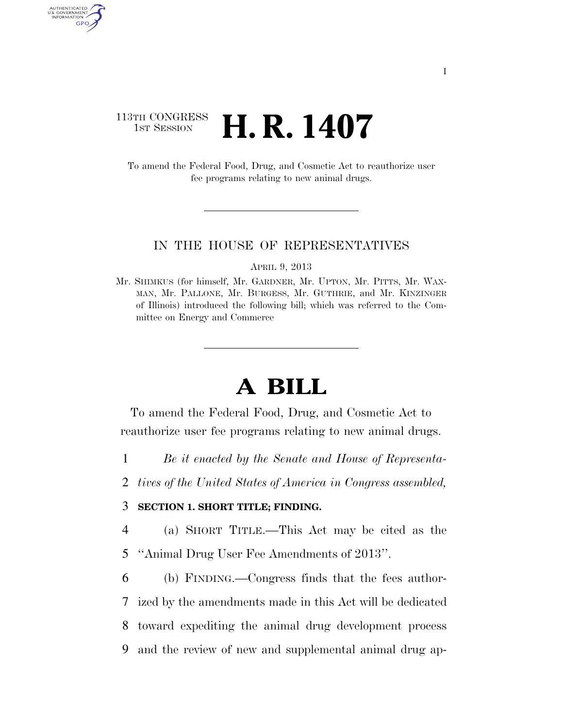113TH CONGRESS
1ST SESSION

# H. R. 1407

To amend the Federal Food, Drug, and Cosmetic Act to reauthorize user fee programs relating to new animal drugs.

IN THE HOUSE OF REPRESENTATIVES

APRIL 9, 2013

Mr. SHIMKUS (for himself, Mr. GARDNER, Mr. UPTON, Mr. PITTS, Mr. WAXMAN, Mr. PALLONE, Mr. BURGESS, Mr. GUTHRIE, and Mr. KINZINGER of Illinois) introduced the following bill; which was referred to the Committee on Energy and Commerce

# A BILL

To amend the Federal Food, Drug, and Cosmetic Act to reauthorize user fee programs relating to new animal drugs.

1 *Be it enacted by the Senate and House of Representa-*
2 *tives of the United States of America in Congress assembled,*

3 **SECTION 1. SHORT TITLE; FINDING.**

4 (a) SHORT TITLE.—This Act may be cited as the
5 ''Animal Drug User Fee Amendments of 2013''.

6 (b) FINDING.—Congress finds that the fees author-
7 ized by the amendments made in this Act will be dedicated
8 toward expediting the animal drug development process
9 and the review of new and supplemental animal drug ap-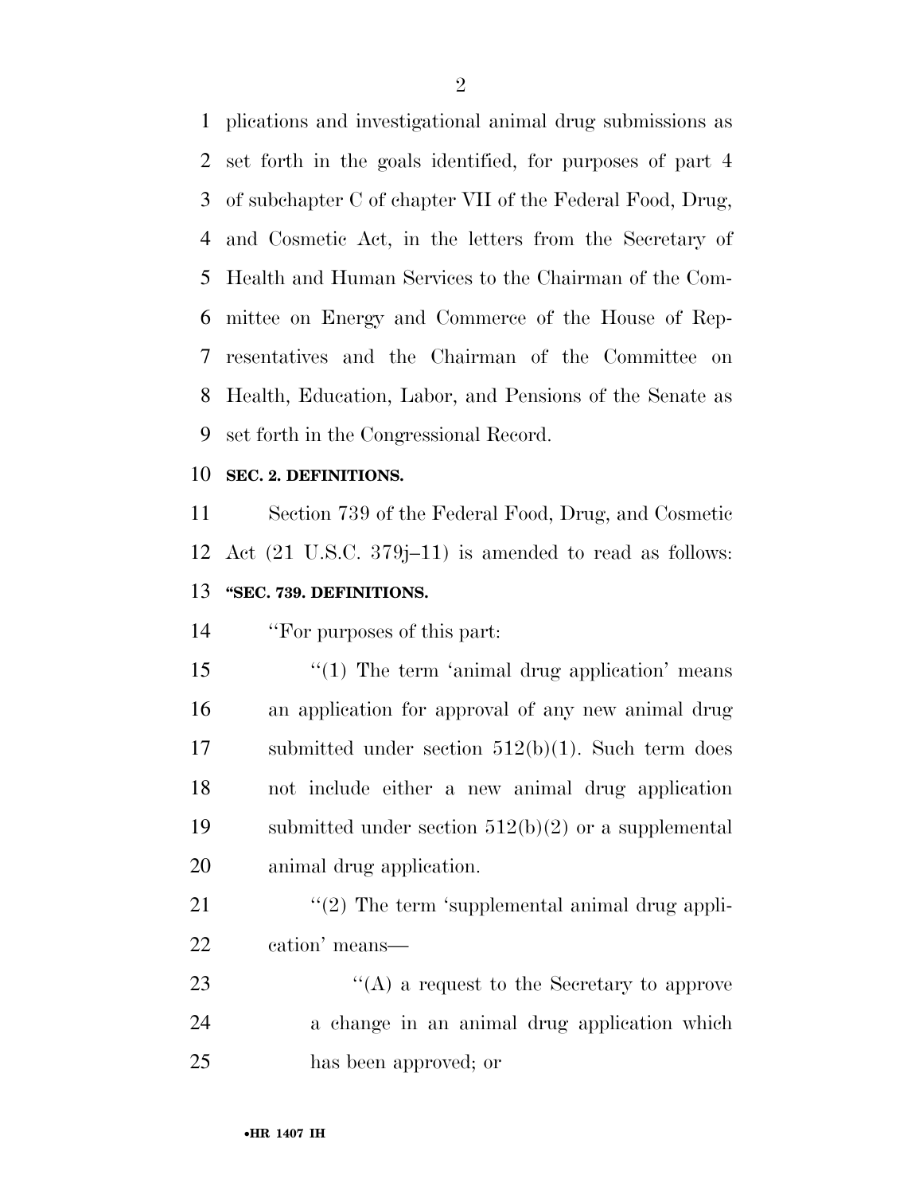plications and investigational animal drug submissions as set forth in the goals identified, for purposes of part 4 of subchapter C of chapter VII of the Federal Food, Drug, and Cosmetic Act, in the letters from the Secretary of Health and Human Services to the Chairman of the Committee on Energy and Commerce of the House of Representatives and the Chairman of the Committee on Health, Education, Labor, and Pensions of the Senate as set forth in the Congressional Record.

**SEC. 2. DEFINITIONS.**

Section 739 of the Federal Food, Drug, and Cosmetic Act (21 U.S.C. 379j–11) is amended to read as follows:

**"SEC. 739. DEFINITIONS.**

"For purposes of this part:

"(1) The term 'animal drug application' means an application for approval of any new animal drug submitted under section 512(b)(1). Such term does not include either a new animal drug application submitted under section 512(b)(2) or a supplemental animal drug application.

"(2) The term 'supplemental animal drug application' means—

"(A) a request to the Secretary to approve a change in an animal drug application which has been approved; or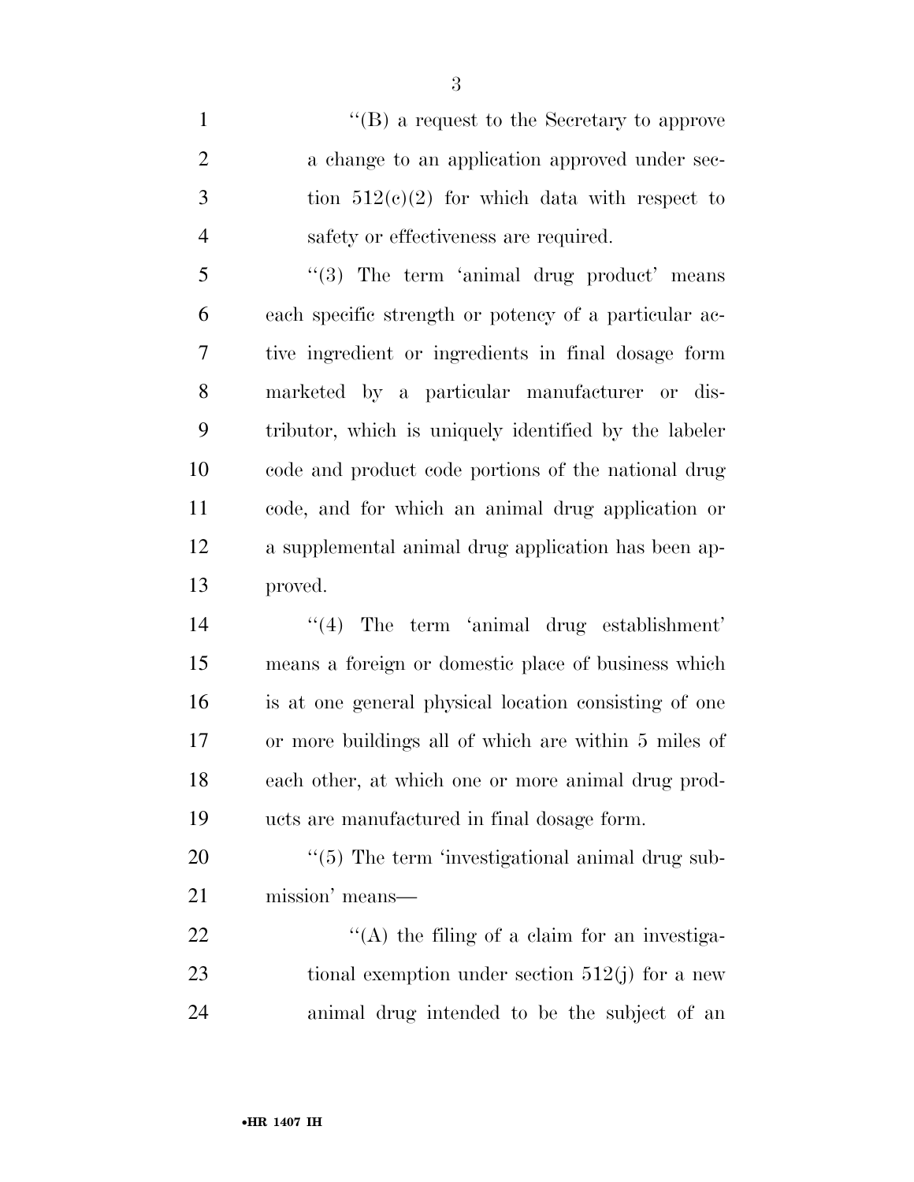"(B) a request to the Secretary to approve a change to an application approved under section 512(c)(2) for which data with respect to safety or effectiveness are required.

"(3) The term 'animal drug product' means each specific strength or potency of a particular active ingredient or ingredients in final dosage form marketed by a particular manufacturer or distributor, which is uniquely identified by the labeler code and product code portions of the national drug code, and for which an animal drug application or a supplemental animal drug application has been approved.

"(4) The term 'animal drug establishment' means a foreign or domestic place of business which is at one general physical location consisting of one or more buildings all of which are within 5 miles of each other, at which one or more animal drug products are manufactured in final dosage form.

"(5) The term 'investigational animal drug submission' means—

"(A) the filing of a claim for an investigational exemption under section 512(j) for a new animal drug intended to be the subject of an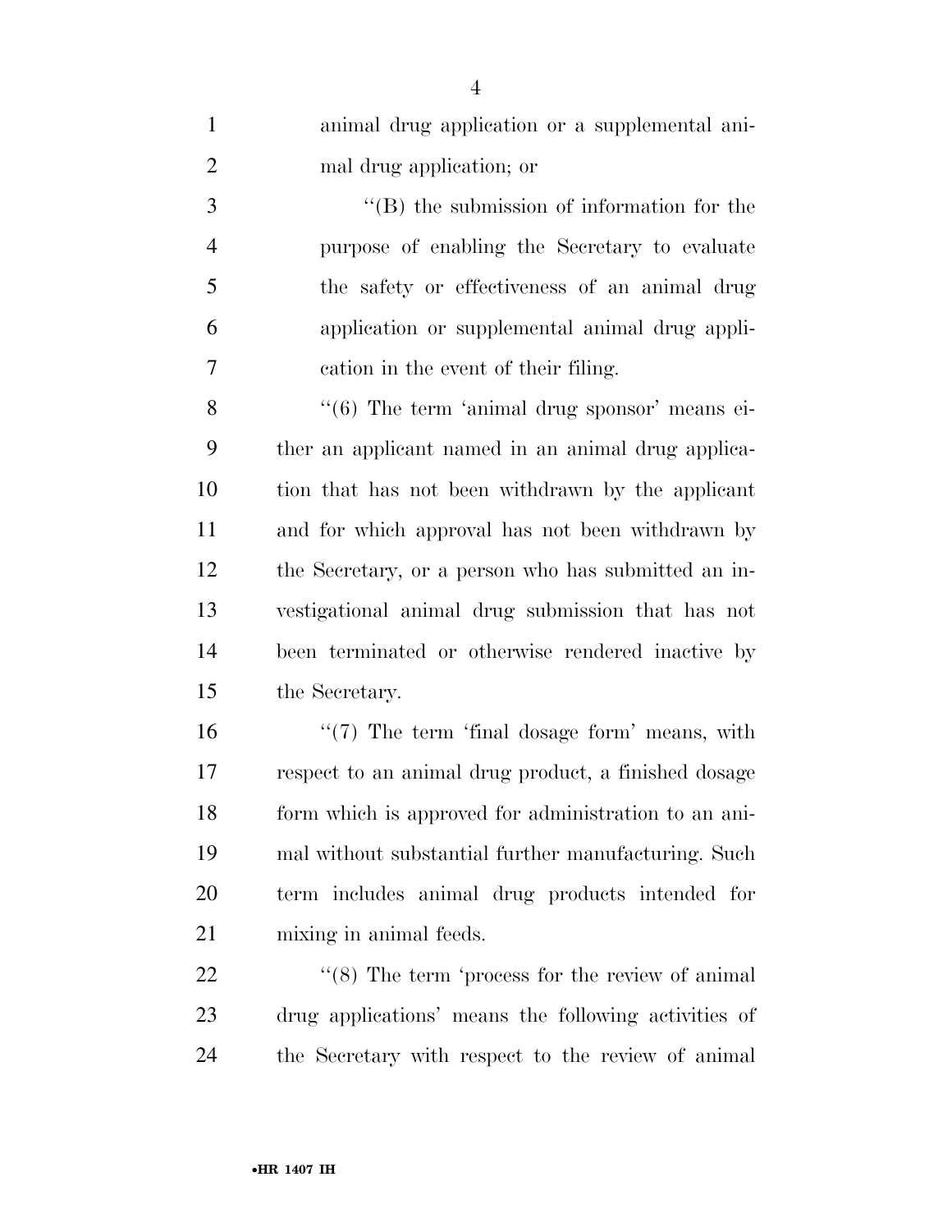animal drug application or a supplemental animal drug application; or

''(B) the submission of information for the purpose of enabling the Secretary to evaluate the safety or effectiveness of an animal drug application or supplemental animal drug application in the event of their filing.

''(6) The term 'animal drug sponsor' means either an applicant named in an animal drug application that has not been withdrawn by the applicant and for which approval has not been withdrawn by the Secretary, or a person who has submitted an investigational animal drug submission that has not been terminated or otherwise rendered inactive by the Secretary.

''(7) The term 'final dosage form' means, with respect to an animal drug product, a finished dosage form which is approved for administration to an animal without substantial further manufacturing. Such term includes animal drug products intended for mixing in animal feeds.

''(8) The term 'process for the review of animal drug applications' means the following activities of the Secretary with respect to the review of animal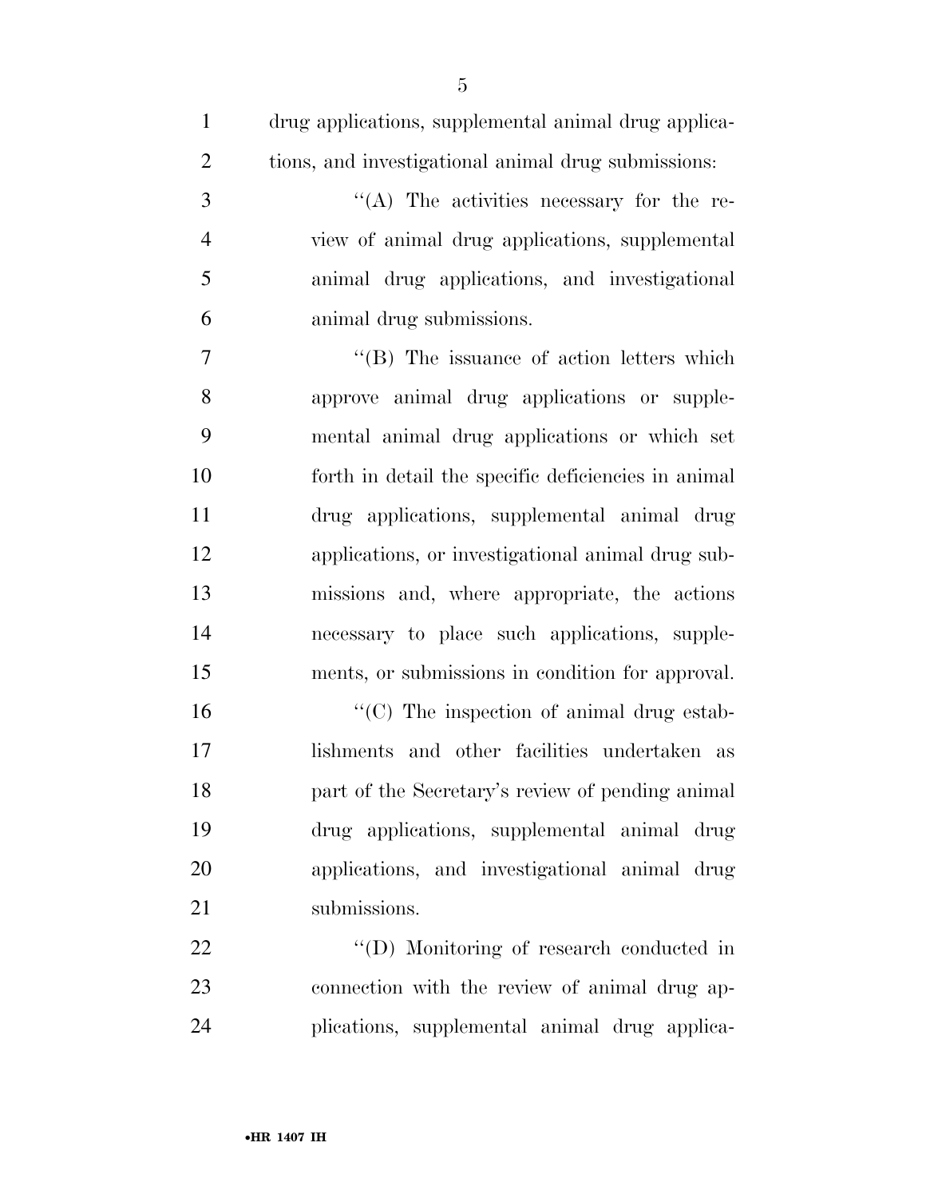drug applications, supplemental animal drug applications, and investigational animal drug submissions:

''(A) The activities necessary for the review of animal drug applications, supplemental animal drug applications, and investigational animal drug submissions.

''(B) The issuance of action letters which approve animal drug applications or supplemental animal drug applications or which set forth in detail the specific deficiencies in animal drug applications, supplemental animal drug applications, or investigational animal drug submissions and, where appropriate, the actions necessary to place such applications, supplements, or submissions in condition for approval.

''(C) The inspection of animal drug establishments and other facilities undertaken as part of the Secretary's review of pending animal drug applications, supplemental animal drug applications, and investigational animal drug submissions.

''(D) Monitoring of research conducted in connection with the review of animal drug applications, supplemental animal drug applica-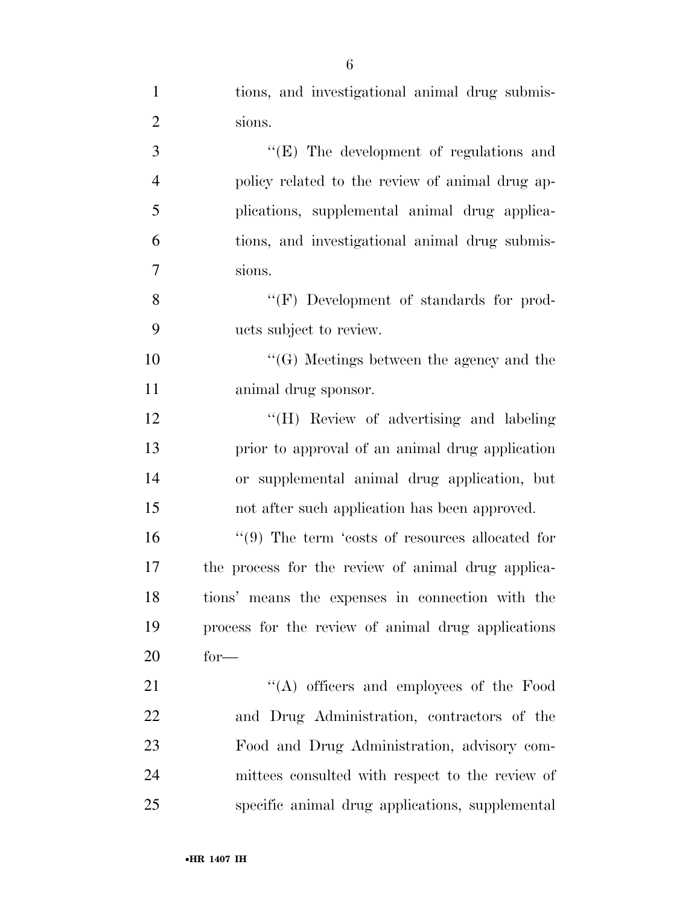tions, and investigational animal drug submissions.

''(E) The development of regulations and policy related to the review of animal drug applications, supplemental animal drug applications, and investigational animal drug submissions.

''(F) Development of standards for products subject to review.

''(G) Meetings between the agency and the animal drug sponsor.

''(H) Review of advertising and labeling prior to approval of an animal drug application or supplemental animal drug application, but not after such application has been approved.

''(9) The term 'costs of resources allocated for the process for the review of animal drug applications' means the expenses in connection with the process for the review of animal drug applications for—

''(A) officers and employees of the Food and Drug Administration, contractors of the Food and Drug Administration, advisory committees consulted with respect to the review of specific animal drug applications, supplemental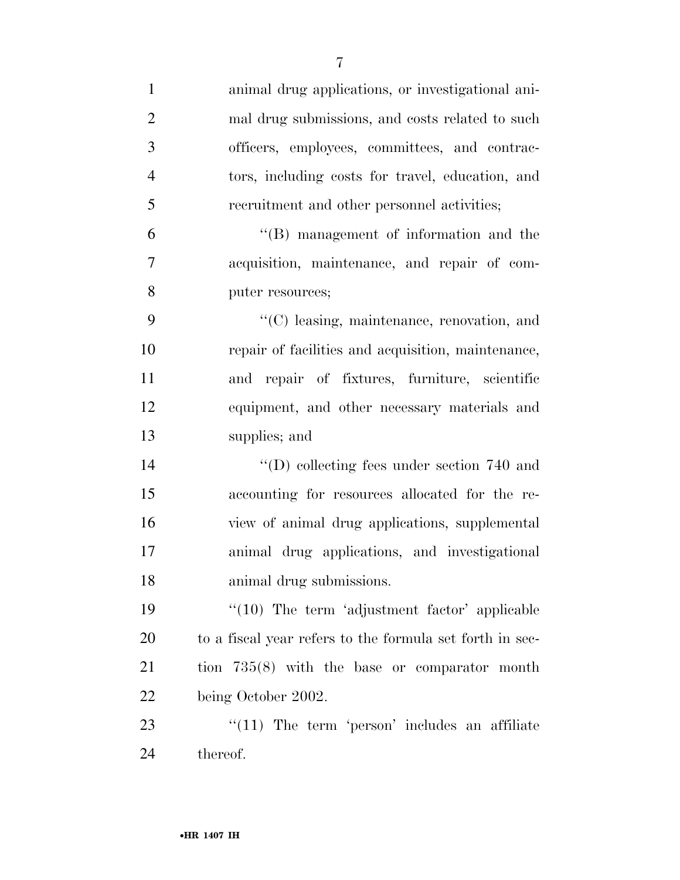animal drug applications, or investigational animal drug submissions, and costs related to such officers, employees, committees, and contractors, including costs for travel, education, and recruitment and other personnel activities;

''(B) management of information and the acquisition, maintenance, and repair of computer resources;

''(C) leasing, maintenance, renovation, and repair of facilities and acquisition, maintenance, and repair of fixtures, furniture, scientific equipment, and other necessary materials and supplies; and

''(D) collecting fees under section 740 and accounting for resources allocated for the review of animal drug applications, supplemental animal drug applications, and investigational animal drug submissions.

''(10) The term 'adjustment factor' applicable to a fiscal year refers to the formula set forth in section 735(8) with the base or comparator month being October 2002.

''(11) The term 'person' includes an affiliate thereof.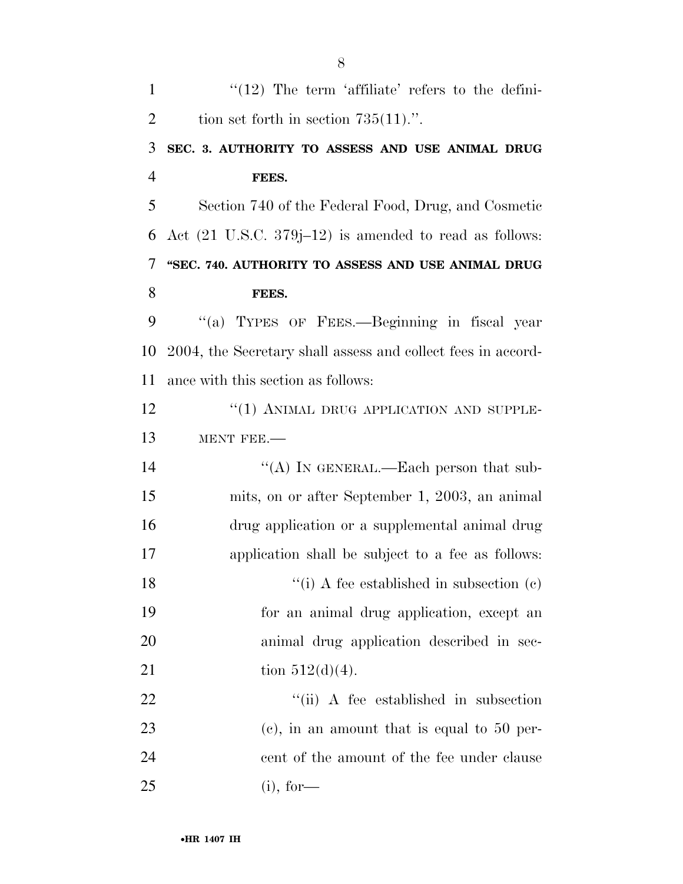"(12) The term 'affiliate' refers to the definition set forth in section 735(11).".

**SEC. 3. AUTHORITY TO ASSESS AND USE ANIMAL DRUG FEES.**

Section 740 of the Federal Food, Drug, and Cosmetic Act (21 U.S.C. 379j–12) is amended to read as follows:

**"SEC. 740. AUTHORITY TO ASSESS AND USE ANIMAL DRUG FEES.**

"(a) TYPES OF FEES.—Beginning in fiscal year 2004, the Secretary shall assess and collect fees in accordance with this section as follows:

"(1) ANIMAL DRUG APPLICATION AND SUPPLEMENT FEE.—

"(A) IN GENERAL.—Each person that submits, on or after September 1, 2003, an animal drug application or a supplemental animal drug application shall be subject to a fee as follows:

"(i) A fee established in subsection (c) for an animal drug application, except an animal drug application described in section 512(d)(4).

"(ii) A fee established in subsection (c), in an amount that is equal to 50 percent of the amount of the fee under clause (i), for—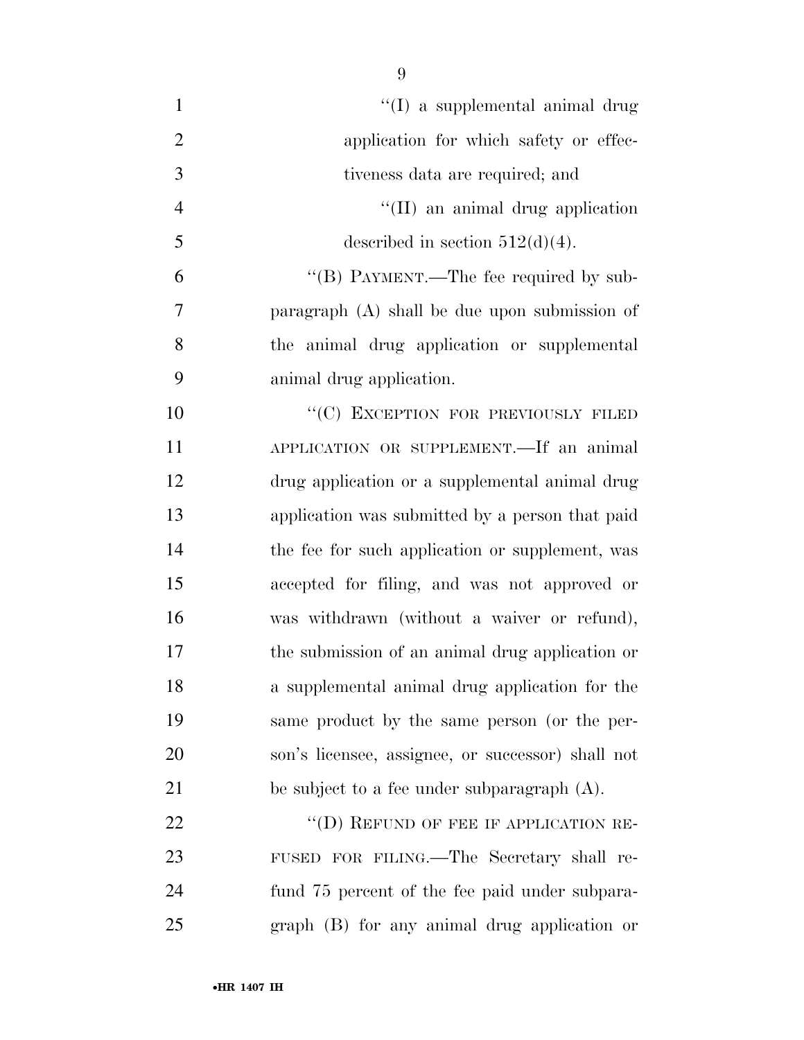"(I) a supplemental animal drug application for which safety or effectiveness data are required; and

"(II) an animal drug application described in section 512(d)(4).

"(B) PAYMENT.—The fee required by subparagraph (A) shall be due upon submission of the animal drug application or supplemental animal drug application.

"(C) EXCEPTION FOR PREVIOUSLY FILED APPLICATION OR SUPPLEMENT.—If an animal drug application or a supplemental animal drug application was submitted by a person that paid the fee for such application or supplement, was accepted for filing, and was not approved or was withdrawn (without a waiver or refund), the submission of an animal drug application or a supplemental animal drug application for the same product by the same person (or the person's licensee, assignee, or successor) shall not be subject to a fee under subparagraph (A).

"(D) REFUND OF FEE IF APPLICATION REFUSED FOR FILING.—The Secretary shall refund 75 percent of the fee paid under subparagraph (B) for any animal drug application or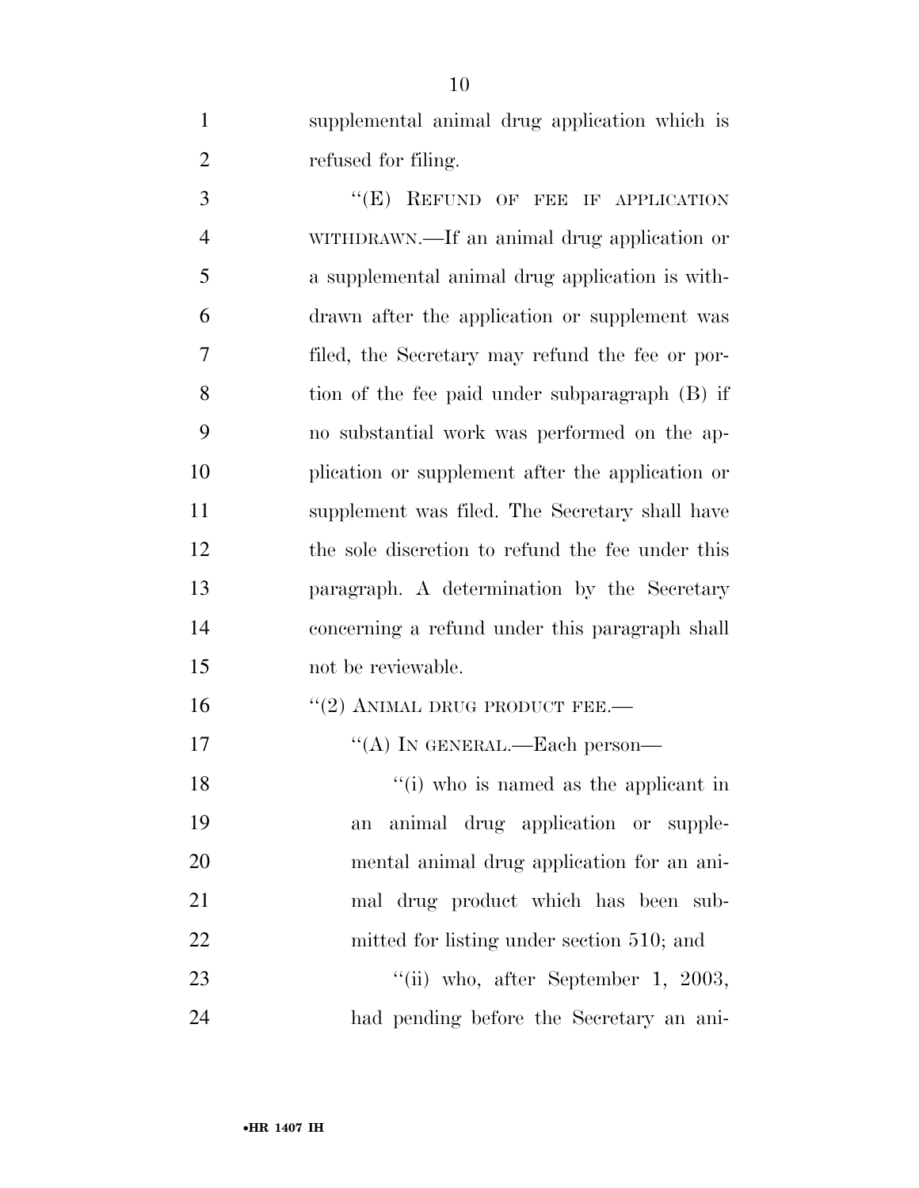supplemental animal drug application which is refused for filing.

"(E) REFUND OF FEE IF APPLICATION WITHDRAWN.—If an animal drug application or a supplemental animal drug application is withdrawn after the application or supplement was filed, the Secretary may refund the fee or portion of the fee paid under subparagraph (B) if no substantial work was performed on the application or supplement after the application or supplement was filed. The Secretary shall have the sole discretion to refund the fee under this paragraph. A determination by the Secretary concerning a refund under this paragraph shall not be reviewable.

"(2) ANIMAL DRUG PRODUCT FEE.—

"(A) IN GENERAL.—Each person—

"(i) who is named as the applicant in an animal drug application or supplemental animal drug application for an animal drug product which has been submitted for listing under section 510; and

"(ii) who, after September 1, 2003, had pending before the Secretary an ani-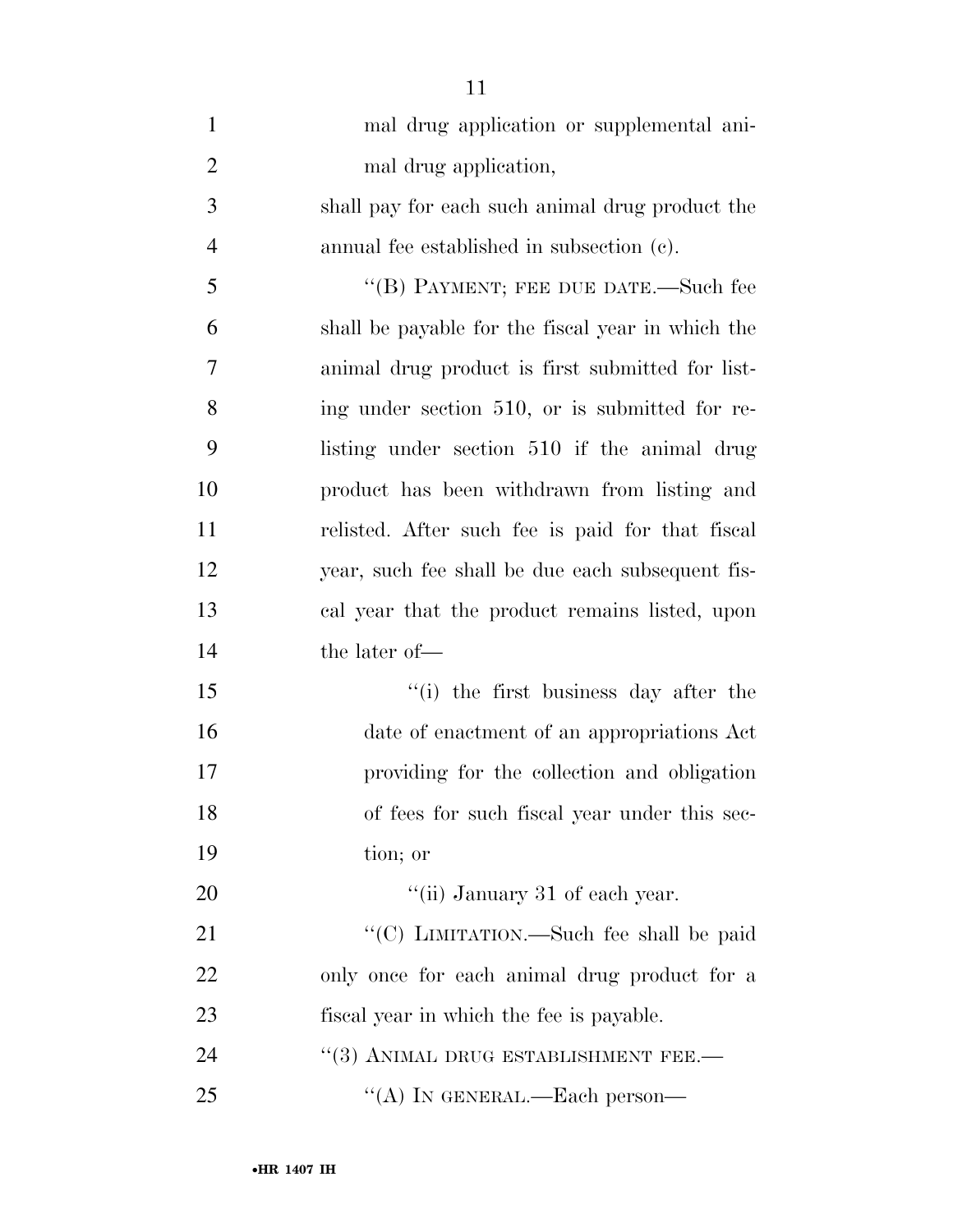mal drug application or supplemental animal drug application,

shall pay for each such animal drug product the annual fee established in subsection (c).

''(B) PAYMENT; FEE DUE DATE.—Such fee shall be payable for the fiscal year in which the animal drug product is first submitted for listing under section 510, or is submitted for relisting under section 510 if the animal drug product has been withdrawn from listing and relisted. After such fee is paid for that fiscal year, such fee shall be due each subsequent fiscal year that the product remains listed, upon the later of—

''(i) the first business day after the date of enactment of an appropriations Act providing for the collection and obligation of fees for such fiscal year under this section; or

''(ii) January 31 of each year.

''(C) LIMITATION.—Such fee shall be paid only once for each animal drug product for a fiscal year in which the fee is payable.

''(3) ANIMAL DRUG ESTABLISHMENT FEE.—

''(A) IN GENERAL.—Each person—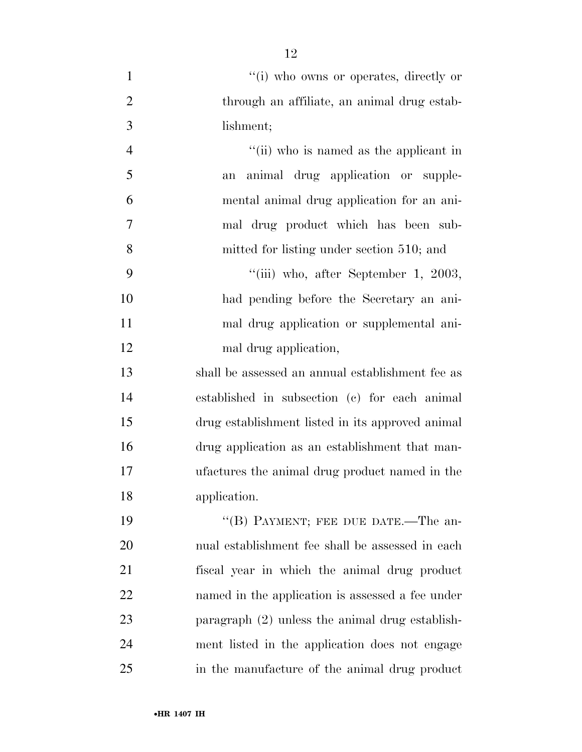''(i) who owns or operates, directly or through an affiliate, an animal drug establishment;

''(ii) who is named as the applicant in an animal drug application or supplemental animal drug application for an animal drug product which has been submitted for listing under section 510; and

''(iii) who, after September 1, 2003, had pending before the Secretary an animal drug application or supplemental animal drug application,

shall be assessed an annual establishment fee as established in subsection (c) for each animal drug establishment listed in its approved animal drug application as an establishment that manufactures the animal drug product named in the application.

''(B) PAYMENT; FEE DUE DATE.—The annual establishment fee shall be assessed in each fiscal year in which the animal drug product named in the application is assessed a fee under paragraph (2) unless the animal drug establishment listed in the application does not engage in the manufacture of the animal drug product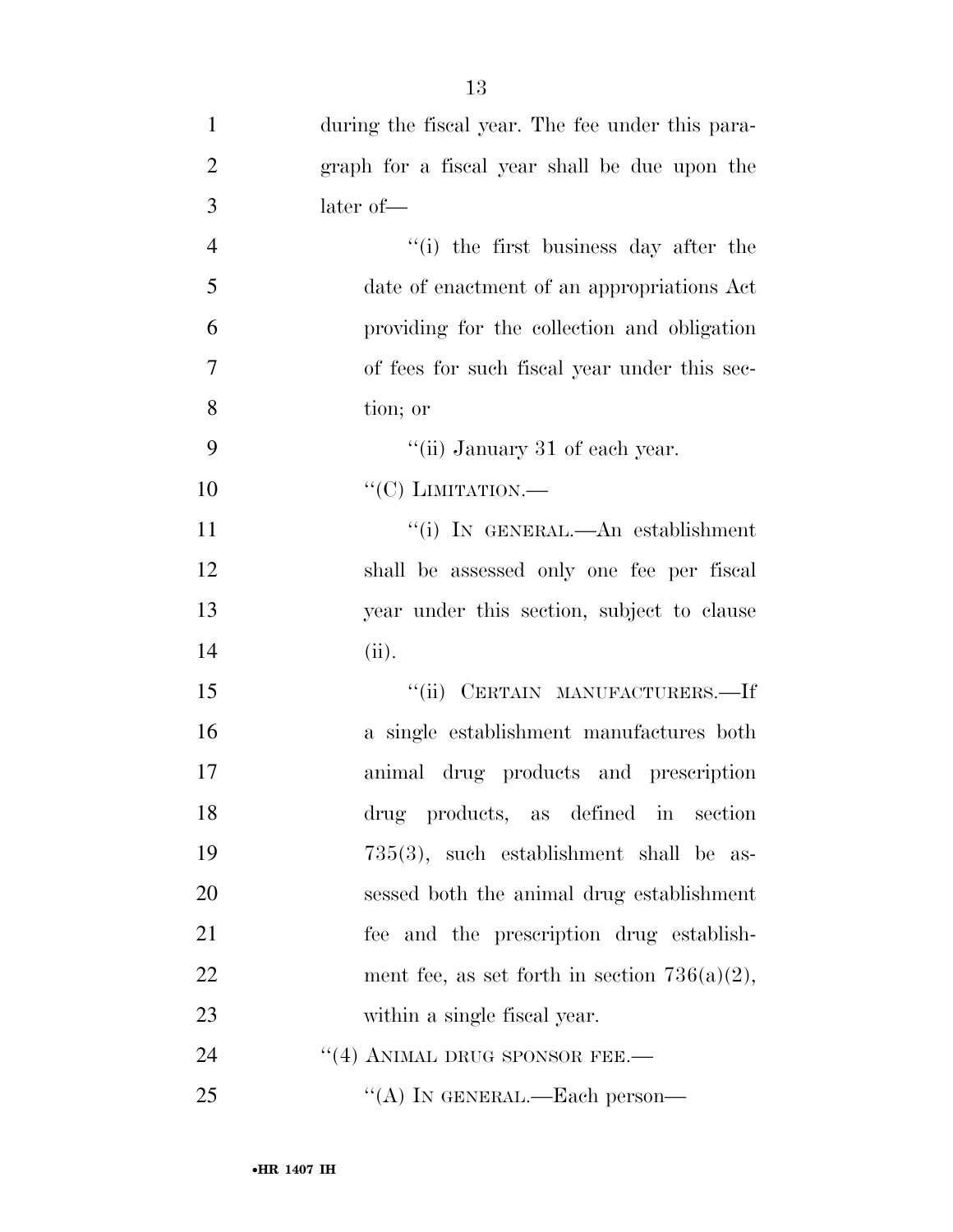during the fiscal year. The fee under this paragraph for a fiscal year shall be due upon the later of—

''(i) the first business day after the date of enactment of an appropriations Act providing for the collection and obligation of fees for such fiscal year under this section; or

''(ii) January 31 of each year.

''(C) LIMITATION.—

''(i) IN GENERAL.—An establishment shall be assessed only one fee per fiscal year under this section, subject to clause (ii).

''(ii) CERTAIN MANUFACTURERS.—If a single establishment manufactures both animal drug products and prescription drug products, as defined in section 735(3), such establishment shall be assessed both the animal drug establishment fee and the prescription drug establishment fee, as set forth in section 736(a)(2), within a single fiscal year.

''(4) ANIMAL DRUG SPONSOR FEE.—

''(A) IN GENERAL.—Each person—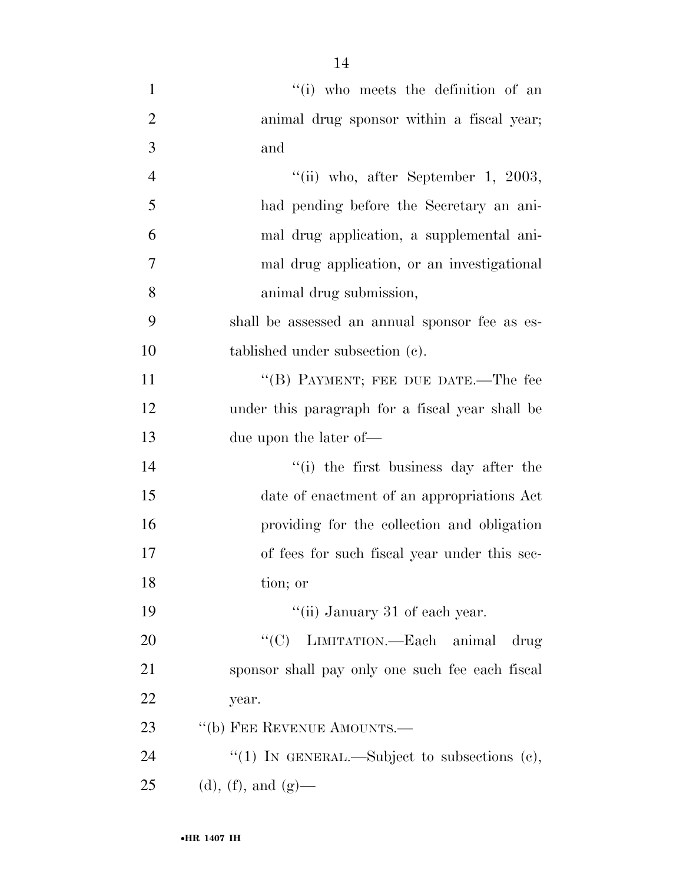"(i) who meets the definition of an animal drug sponsor within a fiscal year; and

"(ii) who, after September 1, 2003, had pending before the Secretary an animal drug application, a supplemental animal drug application, or an investigational animal drug submission,

shall be assessed an annual sponsor fee as established under subsection (c).

"(B) PAYMENT; FEE DUE DATE.—The fee under this paragraph for a fiscal year shall be due upon the later of—

"(i) the first business day after the date of enactment of an appropriations Act providing for the collection and obligation of fees for such fiscal year under this section; or

"(ii) January 31 of each year.

"(C) LIMITATION.—Each animal drug sponsor shall pay only one such fee each fiscal year.

"(b) FEE REVENUE AMOUNTS.—

"(1) IN GENERAL.—Subject to subsections (c), (d), (f), and (g)—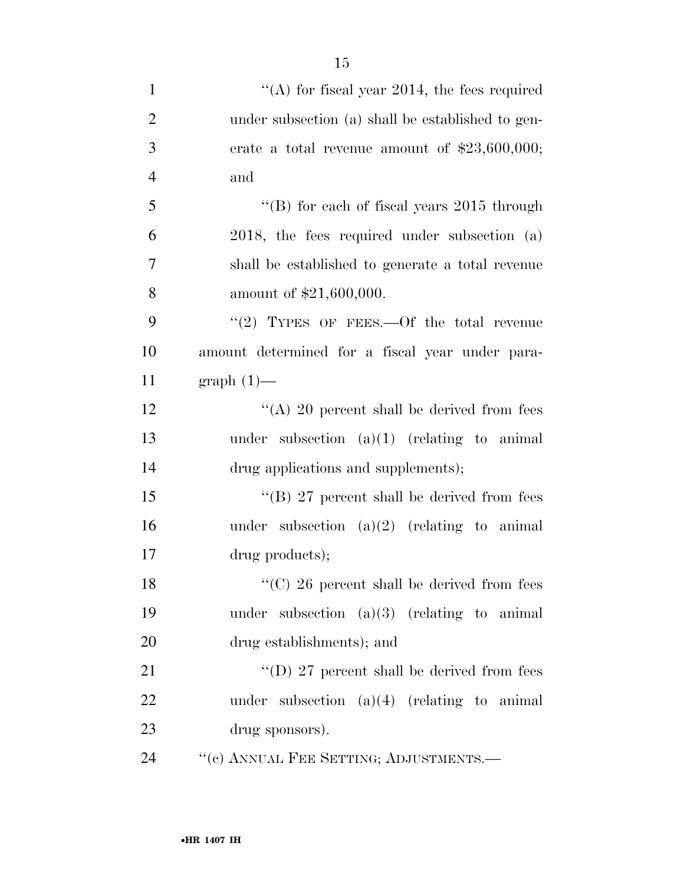"(A) for fiscal year 2014, the fees required under subsection (a) shall be established to generate a total revenue amount of $23,600,000; and

"(B) for each of fiscal years 2015 through 2018, the fees required under subsection (a) shall be established to generate a total revenue amount of $21,600,000.

"(2) TYPES OF FEES.—Of the total revenue amount determined for a fiscal year under paragraph (1)—

"(A) 20 percent shall be derived from fees under subsection (a)(1) (relating to animal drug applications and supplements);

"(B) 27 percent shall be derived from fees under subsection (a)(2) (relating to animal drug products);

"(C) 26 percent shall be derived from fees under subsection (a)(3) (relating to animal drug establishments); and

"(D) 27 percent shall be derived from fees under subsection (a)(4) (relating to animal drug sponsors).

"(c) ANNUAL FEE SETTING; ADJUSTMENTS.—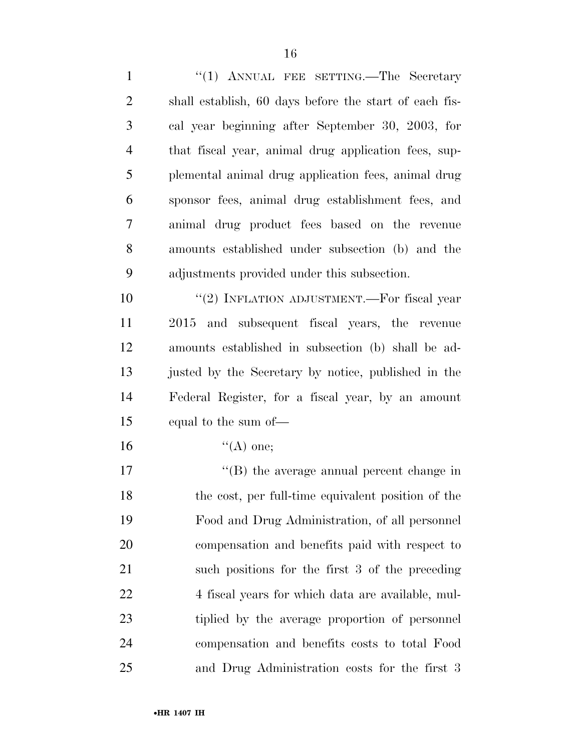"(1) ANNUAL FEE SETTING.—The Secretary shall establish, 60 days before the start of each fiscal year beginning after September 30, 2003, for that fiscal year, animal drug application fees, supplemental animal drug application fees, animal drug sponsor fees, animal drug establishment fees, and animal drug product fees based on the revenue amounts established under subsection (b) and the adjustments provided under this subsection.

"(2) INFLATION ADJUSTMENT.—For fiscal year 2015 and subsequent fiscal years, the revenue amounts established in subsection (b) shall be adjusted by the Secretary by notice, published in the Federal Register, for a fiscal year, by an amount equal to the sum of—

"(A) one;

"(B) the average annual percent change in the cost, per full-time equivalent position of the Food and Drug Administration, of all personnel compensation and benefits paid with respect to such positions for the first 3 of the preceding 4 fiscal years for which data are available, multiplied by the average proportion of personnel compensation and benefits costs to total Food and Drug Administration costs for the first 3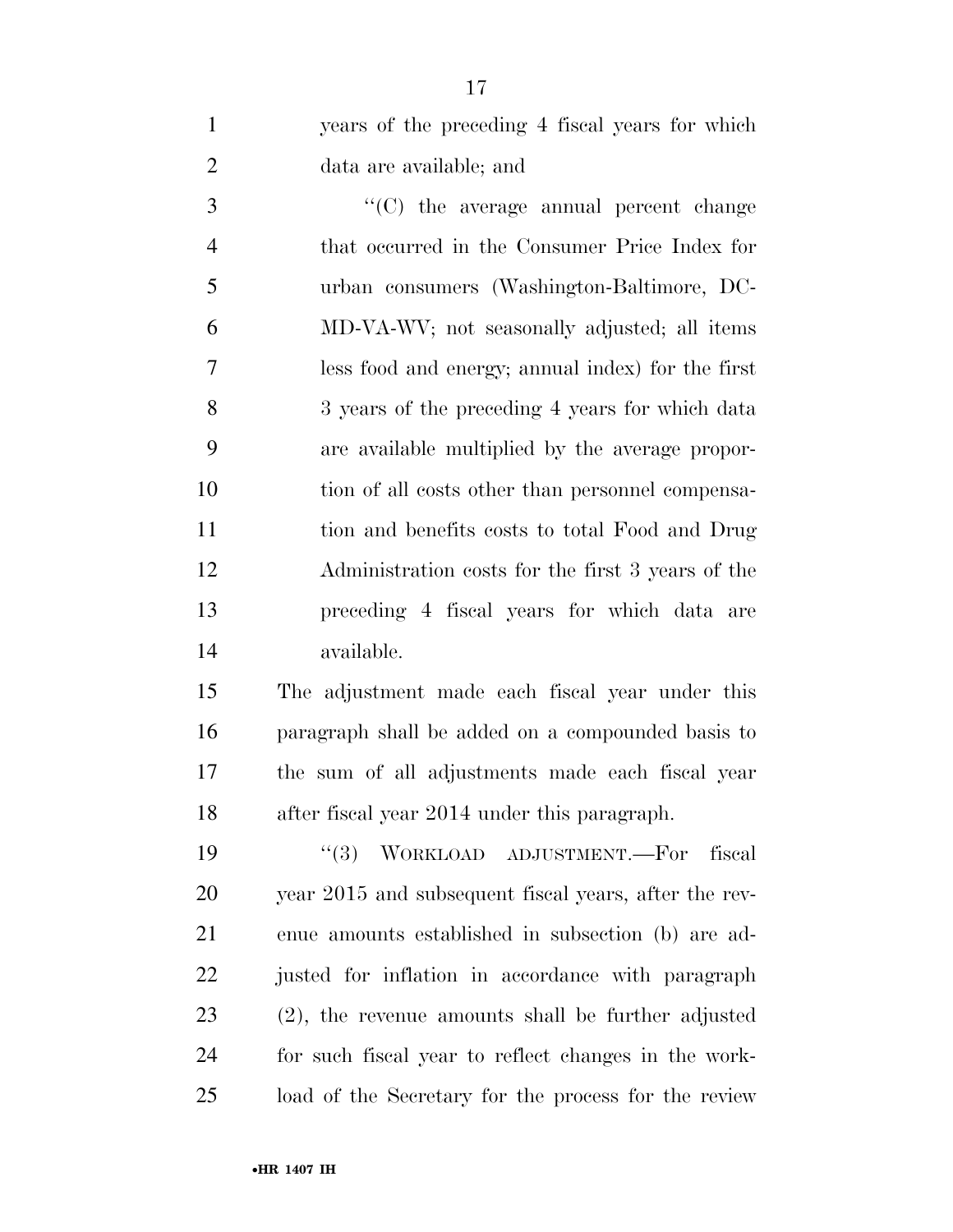years of the preceding 4 fiscal years for which data are available; and

''(C) the average annual percent change that occurred in the Consumer Price Index for urban consumers (Washington-Baltimore, DC-MD-VA-WV; not seasonally adjusted; all items less food and energy; annual index) for the first 3 years of the preceding 4 years for which data are available multiplied by the average proportion of all costs other than personnel compensation and benefits costs to total Food and Drug Administration costs for the first 3 years of the preceding 4 fiscal years for which data are available.

The adjustment made each fiscal year under this paragraph shall be added on a compounded basis to the sum of all adjustments made each fiscal year after fiscal year 2014 under this paragraph.

''(3) WORKLOAD ADJUSTMENT.—For fiscal year 2015 and subsequent fiscal years, after the revenue amounts established in subsection (b) are adjusted for inflation in accordance with paragraph (2), the revenue amounts shall be further adjusted for such fiscal year to reflect changes in the workload of the Secretary for the process for the review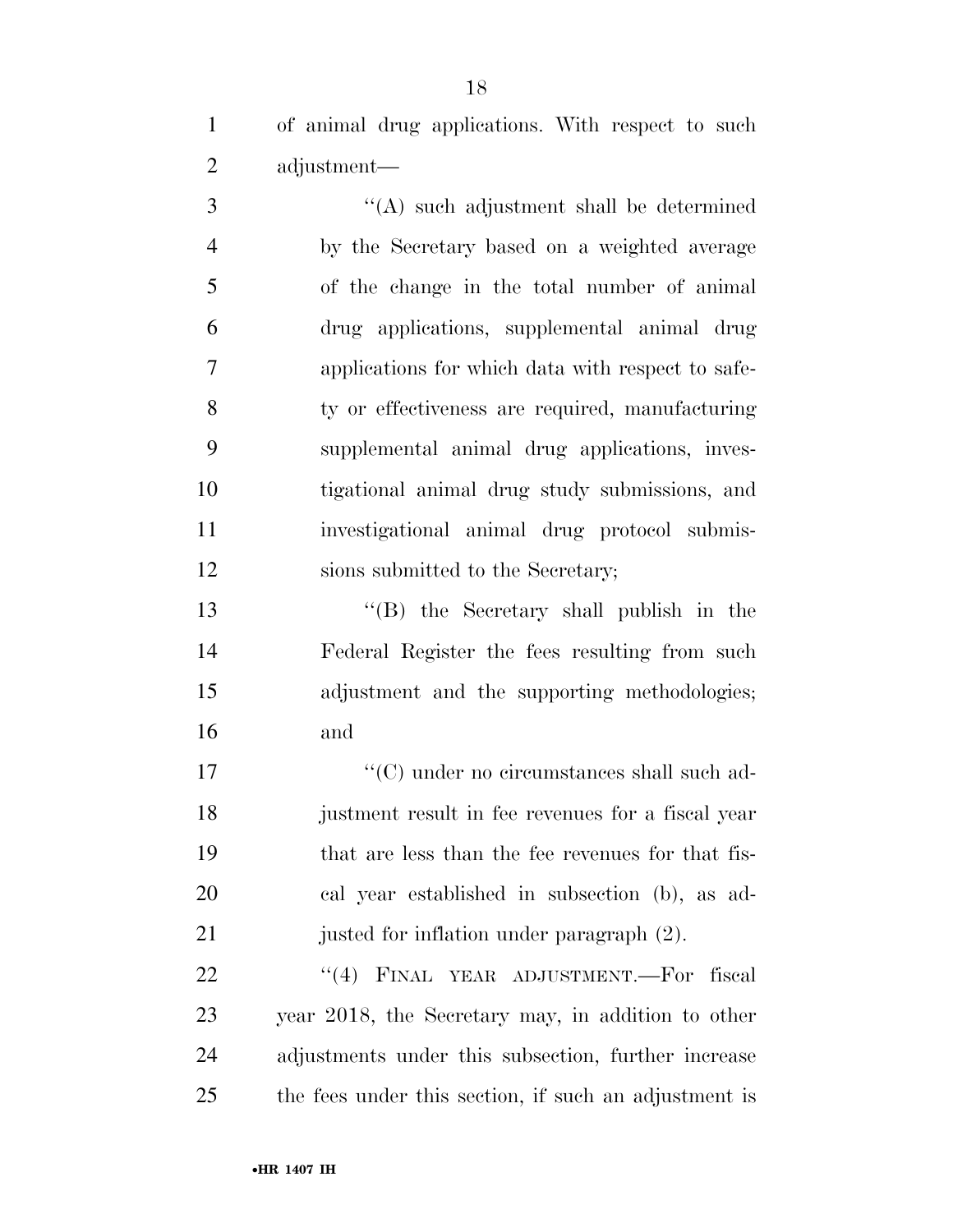of animal drug applications. With respect to such adjustment—

''(A) such adjustment shall be determined by the Secretary based on a weighted average of the change in the total number of animal drug applications, supplemental animal drug applications for which data with respect to safety or effectiveness are required, manufacturing supplemental animal drug applications, investigational animal drug study submissions, and investigational animal drug protocol submissions submitted to the Secretary;

''(B) the Secretary shall publish in the Federal Register the fees resulting from such adjustment and the supporting methodologies; and

''(C) under no circumstances shall such adjustment result in fee revenues for a fiscal year that are less than the fee revenues for that fiscal year established in subsection (b), as adjusted for inflation under paragraph (2).

''(4) FINAL YEAR ADJUSTMENT.—For fiscal year 2018, the Secretary may, in addition to other adjustments under this subsection, further increase the fees under this section, if such an adjustment is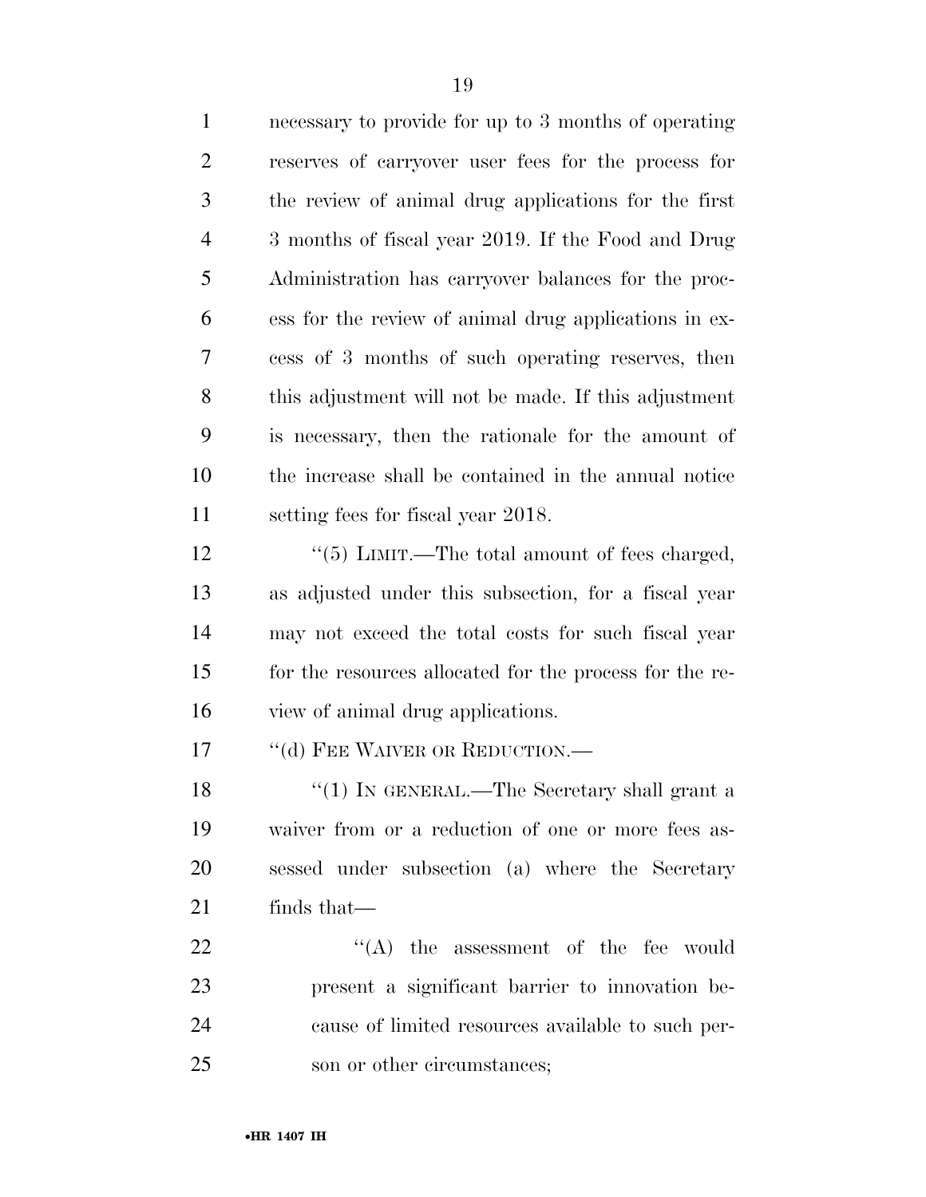necessary to provide for up to 3 months of operating reserves of carryover user fees for the process for the review of animal drug applications for the first 3 months of fiscal year 2019. If the Food and Drug Administration has carryover balances for the process for the review of animal drug applications in excess of 3 months of such operating reserves, then this adjustment will not be made. If this adjustment is necessary, then the rationale for the amount of the increase shall be contained in the annual notice setting fees for fiscal year 2018.

"(5) LIMIT.—The total amount of fees charged, as adjusted under this subsection, for a fiscal year may not exceed the total costs for such fiscal year for the resources allocated for the process for the review of animal drug applications.

"(d) FEE WAIVER OR REDUCTION.—

"(1) IN GENERAL.—The Secretary shall grant a waiver from or a reduction of one or more fees assessed under subsection (a) where the Secretary finds that—

"(A) the assessment of the fee would present a significant barrier to innovation because of limited resources available to such person or other circumstances;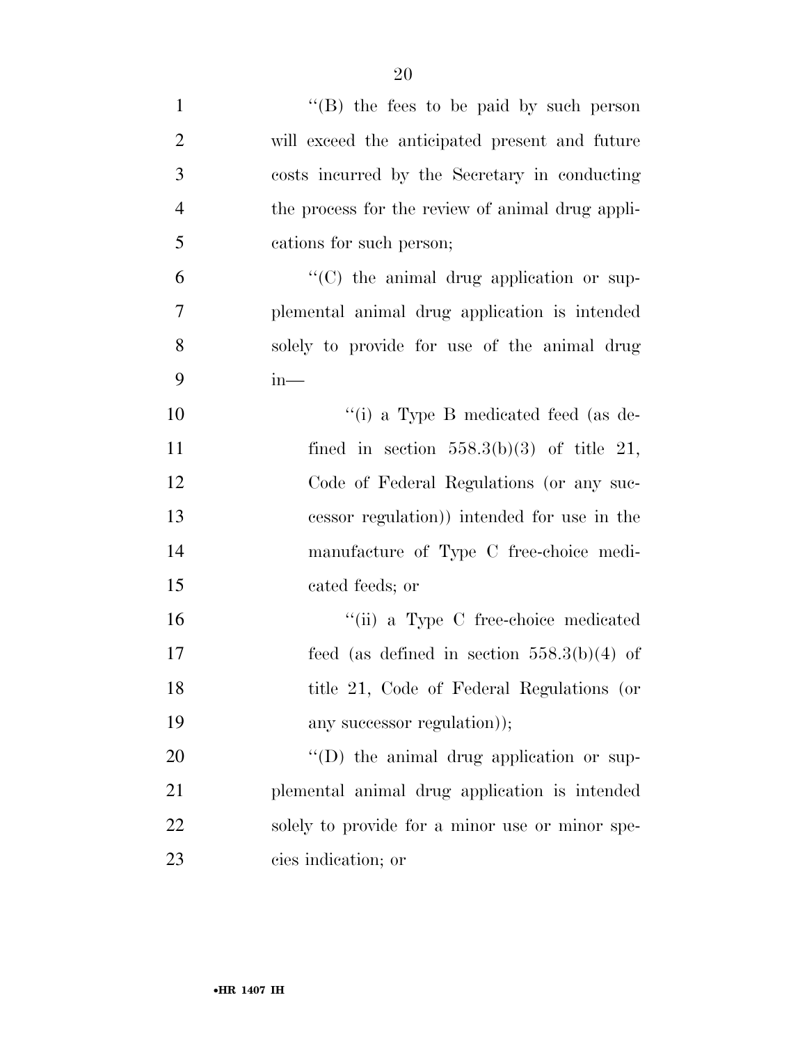''(B) the fees to be paid by such person will exceed the anticipated present and future costs incurred by the Secretary in conducting the process for the review of animal drug applications for such person;

''(C) the animal drug application or supplemental animal drug application is intended solely to provide for use of the animal drug in—

''(i) a Type B medicated feed (as defined in section 558.3(b)(3) of title 21, Code of Federal Regulations (or any successor regulation)) intended for use in the manufacture of Type C free-choice medicated feeds; or

''(ii) a Type C free-choice medicated feed (as defined in section 558.3(b)(4) of title 21, Code of Federal Regulations (or any successor regulation));

''(D) the animal drug application or supplemental animal drug application is intended solely to provide for a minor use or minor species indication; or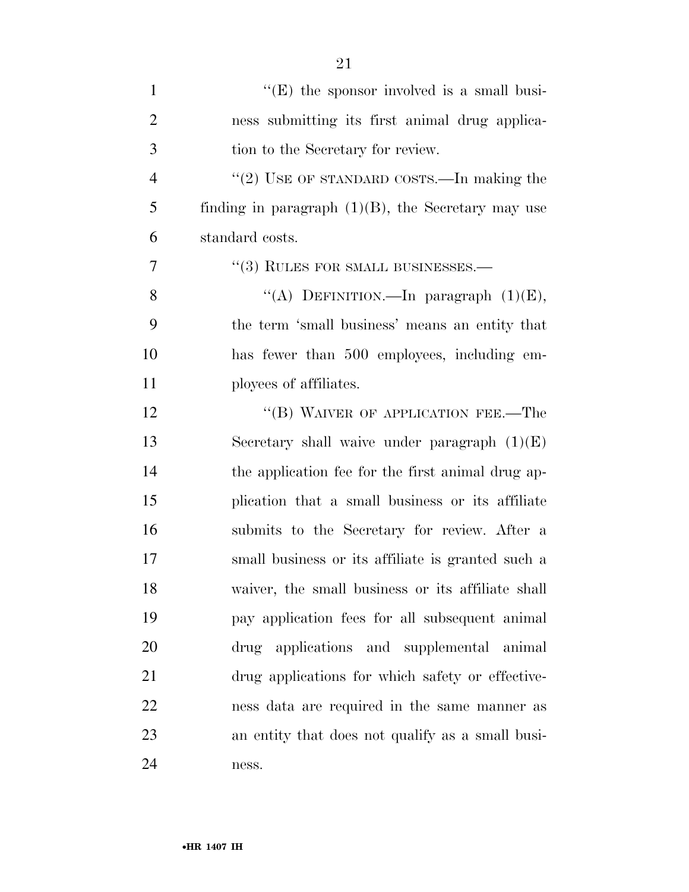''(E) the sponsor involved is a small business submitting its first animal drug application to the Secretary for review.

''(2) USE OF STANDARD COSTS.—In making the finding in paragraph (1)(B), the Secretary may use standard costs.

''(3) RULES FOR SMALL BUSINESSES.—

''(A) DEFINITION.—In paragraph (1)(E), the term 'small business' means an entity that has fewer than 500 employees, including employees of affiliates.

''(B) WAIVER OF APPLICATION FEE.—The Secretary shall waive under paragraph (1)(E) the application fee for the first animal drug application that a small business or its affiliate submits to the Secretary for review. After a small business or its affiliate is granted such a waiver, the small business or its affiliate shall pay application fees for all subsequent animal drug applications and supplemental animal drug applications for which safety or effectiveness data are required in the same manner as an entity that does not qualify as a small business.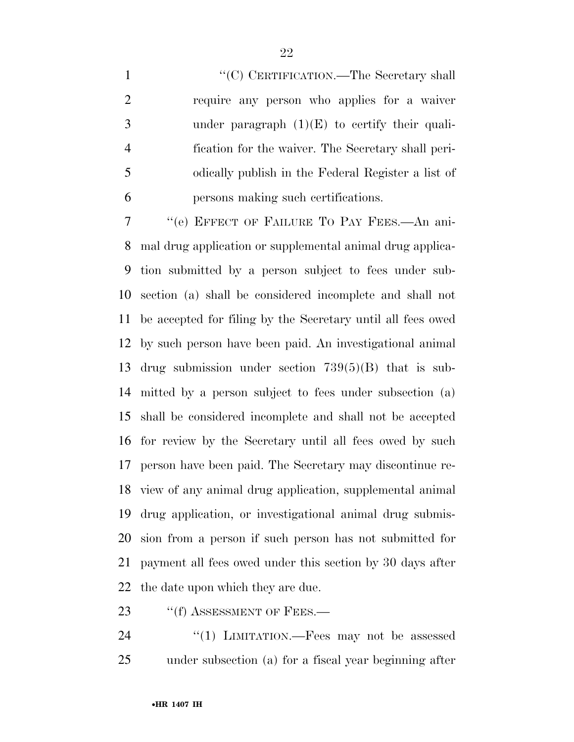"(C) CERTIFICATION.—The Secretary shall require any person who applies for a waiver under paragraph (1)(E) to certify their qualification for the waiver. The Secretary shall periodically publish in the Federal Register a list of persons making such certifications.

"(e) EFFECT OF FAILURE TO PAY FEES.—An animal drug application or supplemental animal drug application submitted by a person subject to fees under subsection (a) shall be considered incomplete and shall not be accepted for filing by the Secretary until all fees owed by such person have been paid. An investigational animal drug submission under section 739(5)(B) that is submitted by a person subject to fees under subsection (a) shall be considered incomplete and shall not be accepted for review by the Secretary until all fees owed by such person have been paid. The Secretary may discontinue review of any animal drug application, supplemental animal drug application, or investigational animal drug submission from a person if such person has not submitted for payment all fees owed under this section by 30 days after the date upon which they are due.

"(f) ASSESSMENT OF FEES.—

"(1) LIMITATION.—Fees may not be assessed under subsection (a) for a fiscal year beginning after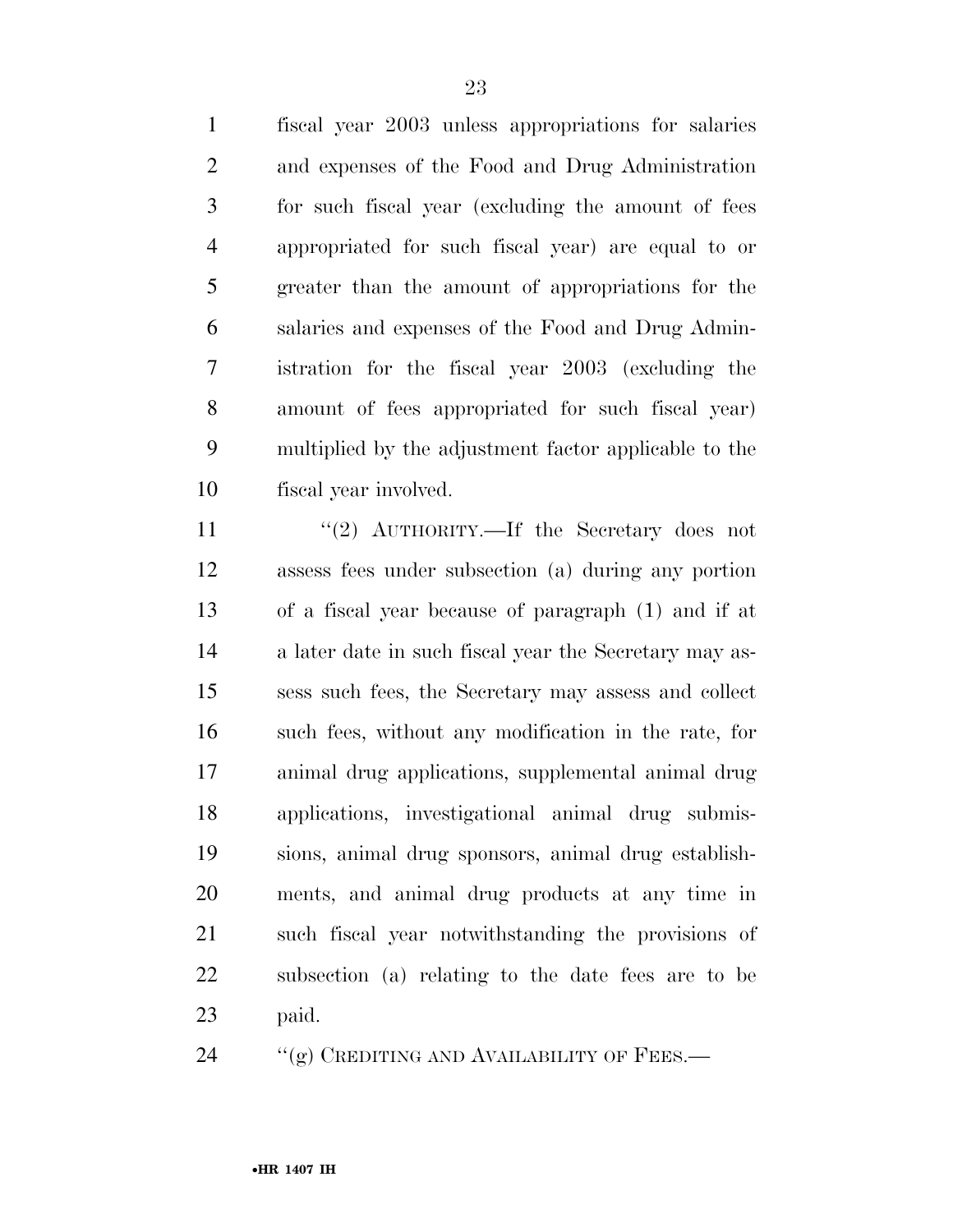fiscal year 2003 unless appropriations for salaries and expenses of the Food and Drug Administration for such fiscal year (excluding the amount of fees appropriated for such fiscal year) are equal to or greater than the amount of appropriations for the salaries and expenses of the Food and Drug Administration for the fiscal year 2003 (excluding the amount of fees appropriated for such fiscal year) multiplied by the adjustment factor applicable to the fiscal year involved.

''(2) AUTHORITY.—If the Secretary does not assess fees under subsection (a) during any portion of a fiscal year because of paragraph (1) and if at a later date in such fiscal year the Secretary may assess such fees, the Secretary may assess and collect such fees, without any modification in the rate, for animal drug applications, supplemental animal drug applications, investigational animal drug submissions, animal drug sponsors, animal drug establishments, and animal drug products at any time in such fiscal year notwithstanding the provisions of subsection (a) relating to the date fees are to be paid.

''(g) CREDITING AND AVAILABILITY OF FEES.—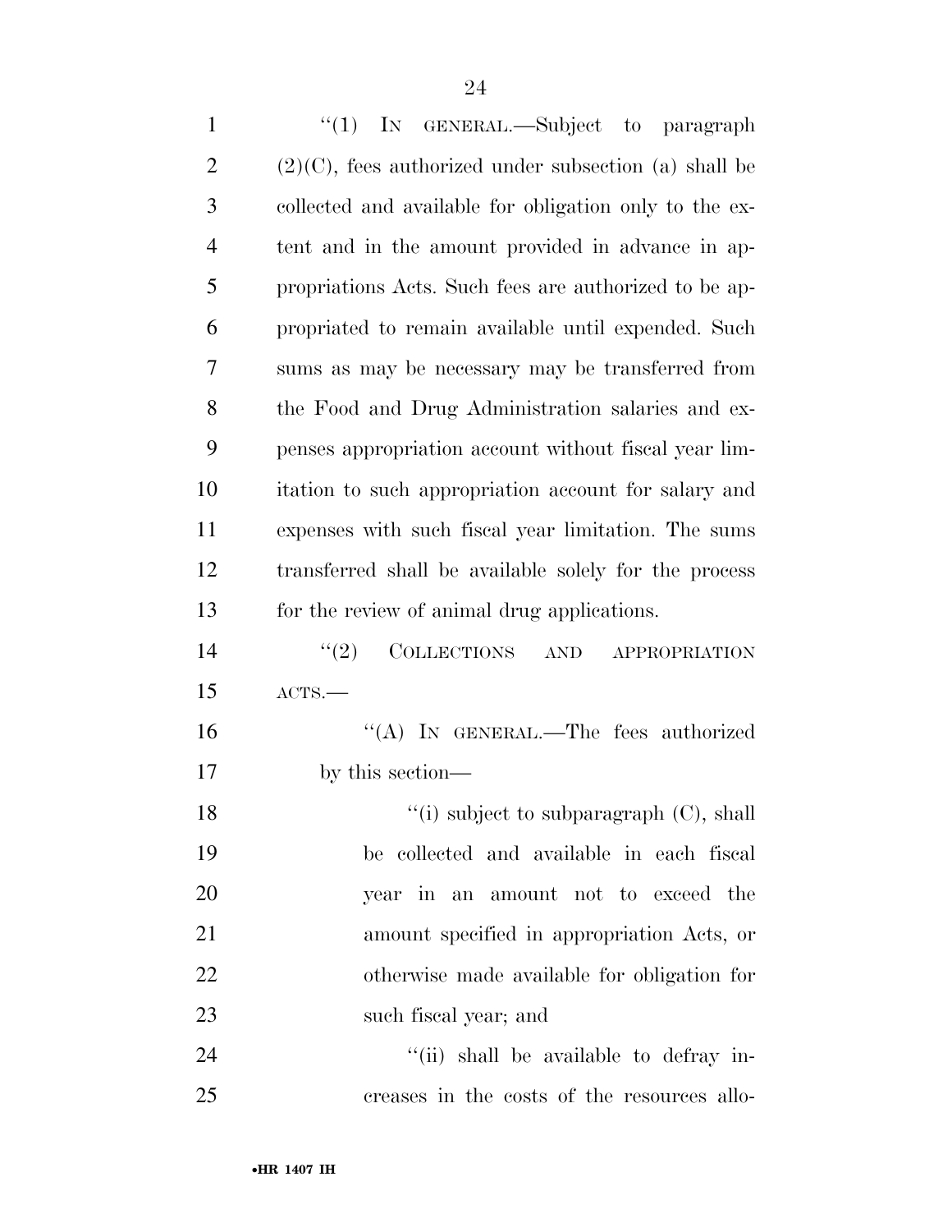"(1) IN GENERAL.—Subject to paragraph (2)(C), fees authorized under subsection (a) shall be collected and available for obligation only to the extent and in the amount provided in advance in appropriations Acts. Such fees are authorized to be appropriated to remain available until expended. Such sums as may be necessary may be transferred from the Food and Drug Administration salaries and expenses appropriation account without fiscal year limitation to such appropriation account for salary and expenses with such fiscal year limitation. The sums transferred shall be available solely for the process for the review of animal drug applications.

"(2) COLLECTIONS AND APPROPRIATION ACTS.—

"(A) IN GENERAL.—The fees authorized by this section—

"(i) subject to subparagraph (C), shall be collected and available in each fiscal year in an amount not to exceed the amount specified in appropriation Acts, or otherwise made available for obligation for such fiscal year; and

"(ii) shall be available to defray increases in the costs of the resources allo-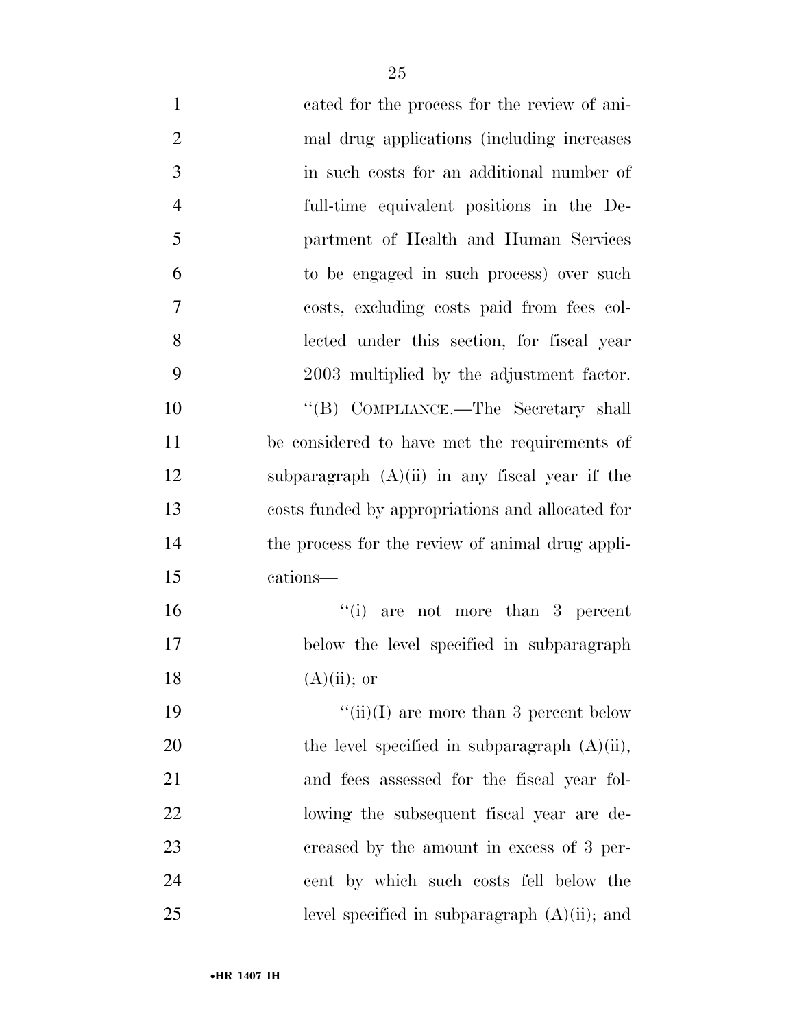cated for the process for the review of animal drug applications (including increases in such costs for an additional number of full-time equivalent positions in the Department of Health and Human Services to be engaged in such process) over such costs, excluding costs paid from fees collected under this section, for fiscal year 2003 multiplied by the adjustment factor.

"(B) COMPLIANCE.—The Secretary shall be considered to have met the requirements of subparagraph (A)(ii) in any fiscal year if the costs funded by appropriations and allocated for the process for the review of animal drug applications—

"(i) are not more than 3 percent below the level specified in subparagraph (A)(ii); or

"(ii)(I) are more than 3 percent below the level specified in subparagraph (A)(ii), and fees assessed for the fiscal year following the subsequent fiscal year are decreased by the amount in excess of 3 percent by which such costs fell below the level specified in subparagraph (A)(ii); and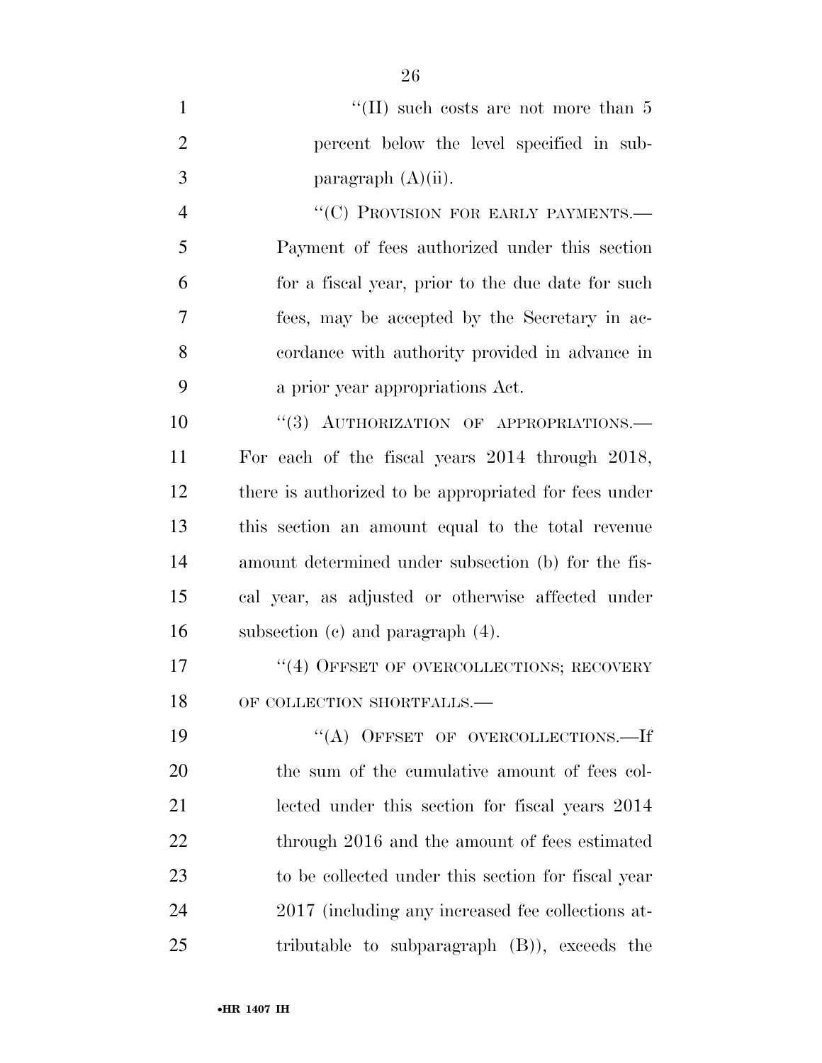"(II) such costs are not more than 5 percent below the level specified in subparagraph (A)(ii).

"(C) PROVISION FOR EARLY PAYMENTS.—Payment of fees authorized under this section for a fiscal year, prior to the due date for such fees, may be accepted by the Secretary in accordance with authority provided in advance in a prior year appropriations Act.

"(3) AUTHORIZATION OF APPROPRIATIONS.—For each of the fiscal years 2014 through 2018, there is authorized to be appropriated for fees under this section an amount equal to the total revenue amount determined under subsection (b) for the fiscal year, as adjusted or otherwise affected under subsection (c) and paragraph (4).

"(4) OFFSET OF OVERCOLLECTIONS; RECOVERY OF COLLECTION SHORTFALLS.—

"(A) OFFSET OF OVERCOLLECTIONS.—If the sum of the cumulative amount of fees collected under this section for fiscal years 2014 through 2016 and the amount of fees estimated to be collected under this section for fiscal year 2017 (including any increased fee collections attributable to subparagraph (B)), exceeds the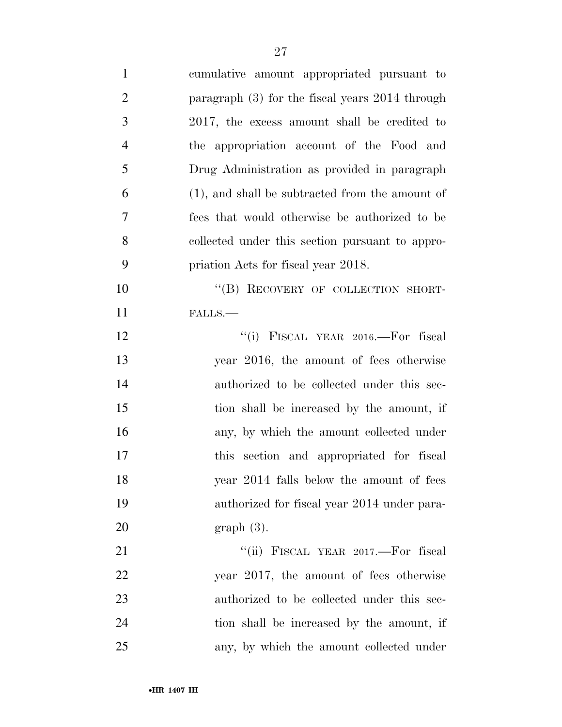cumulative amount appropriated pursuant to paragraph (3) for the fiscal years 2014 through 2017, the excess amount shall be credited to the appropriation account of the Food and Drug Administration as provided in paragraph (1), and shall be subtracted from the amount of fees that would otherwise be authorized to be collected under this section pursuant to appropriation Acts for fiscal year 2018.

"(B) RECOVERY OF COLLECTION SHORTFALLS.—

"(i) FISCAL YEAR 2016.—For fiscal year 2016, the amount of fees otherwise authorized to be collected under this section shall be increased by the amount, if any, by which the amount collected under this section and appropriated for fiscal year 2014 falls below the amount of fees authorized for fiscal year 2014 under paragraph (3).

"(ii) FISCAL YEAR 2017.—For fiscal year 2017, the amount of fees otherwise authorized to be collected under this section shall be increased by the amount, if any, by which the amount collected under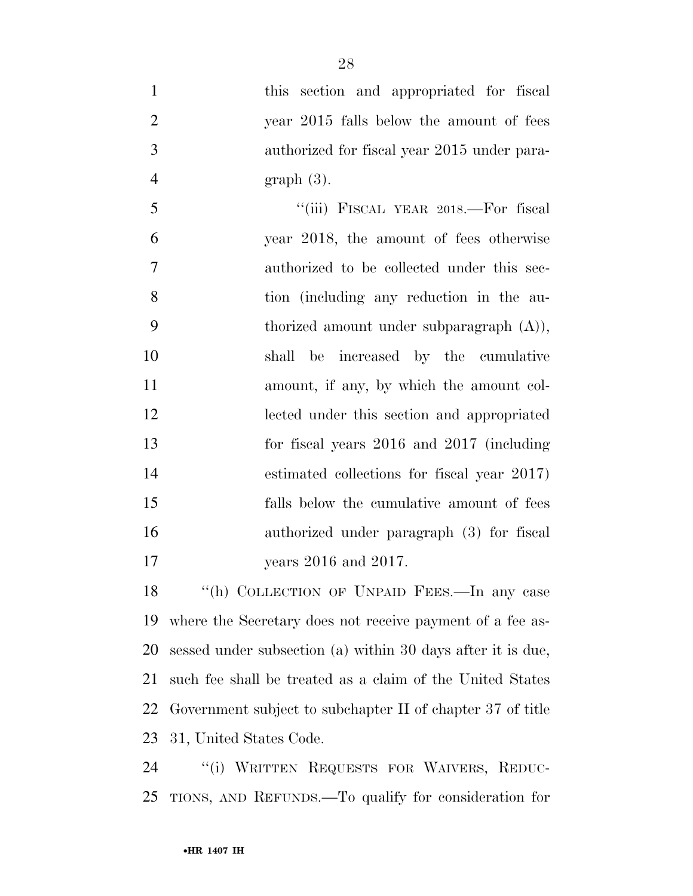this section and appropriated for fiscal year 2015 falls below the amount of fees authorized for fiscal year 2015 under paragraph (3).

"(iii) FISCAL YEAR 2018.—For fiscal year 2018, the amount of fees otherwise authorized to be collected under this section (including any reduction in the authorized amount under subparagraph (A)), shall be increased by the cumulative amount, if any, by which the amount collected under this section and appropriated for fiscal years 2016 and 2017 (including estimated collections for fiscal year 2017) falls below the cumulative amount of fees authorized under paragraph (3) for fiscal years 2016 and 2017.

"(h) COLLECTION OF UNPAID FEES.—In any case where the Secretary does not receive payment of a fee assessed under subsection (a) within 30 days after it is due, such fee shall be treated as a claim of the United States Government subject to subchapter II of chapter 37 of title 31, United States Code.

"(i) WRITTEN REQUESTS FOR WAIVERS, REDUCTIONS, AND REFUNDS.—To qualify for consideration for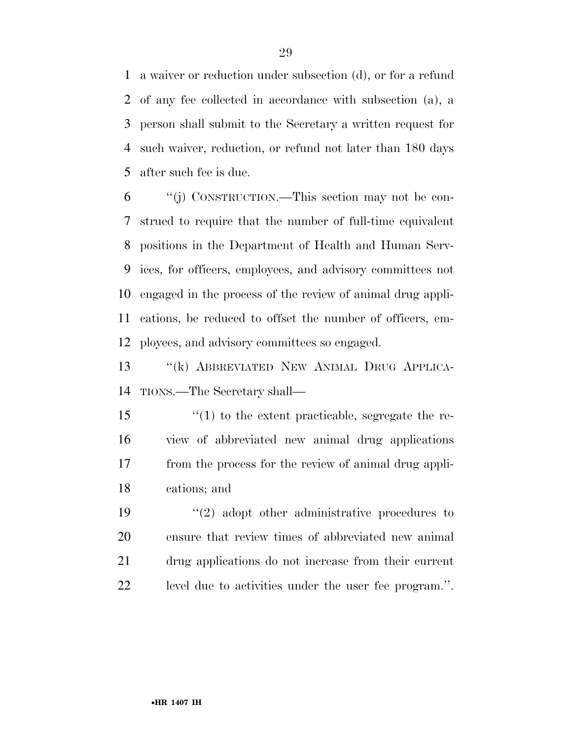a waiver or reduction under subsection (d), or for a refund of any fee collected in accordance with subsection (a), a person shall submit to the Secretary a written request for such waiver, reduction, or refund not later than 180 days after such fee is due.

"(j) CONSTRUCTION.—This section may not be construed to require that the number of full-time equivalent positions in the Department of Health and Human Services, for officers, employees, and advisory committees not engaged in the process of the review of animal drug applications, be reduced to offset the number of officers, employees, and advisory committees so engaged.

"(k) ABBREVIATED NEW ANIMAL DRUG APPLICATIONS.—The Secretary shall—

"(1) to the extent practicable, segregate the review of abbreviated new animal drug applications from the process for the review of animal drug applications; and

"(2) adopt other administrative procedures to ensure that review times of abbreviated new animal drug applications do not increase from their current level due to activities under the user fee program.".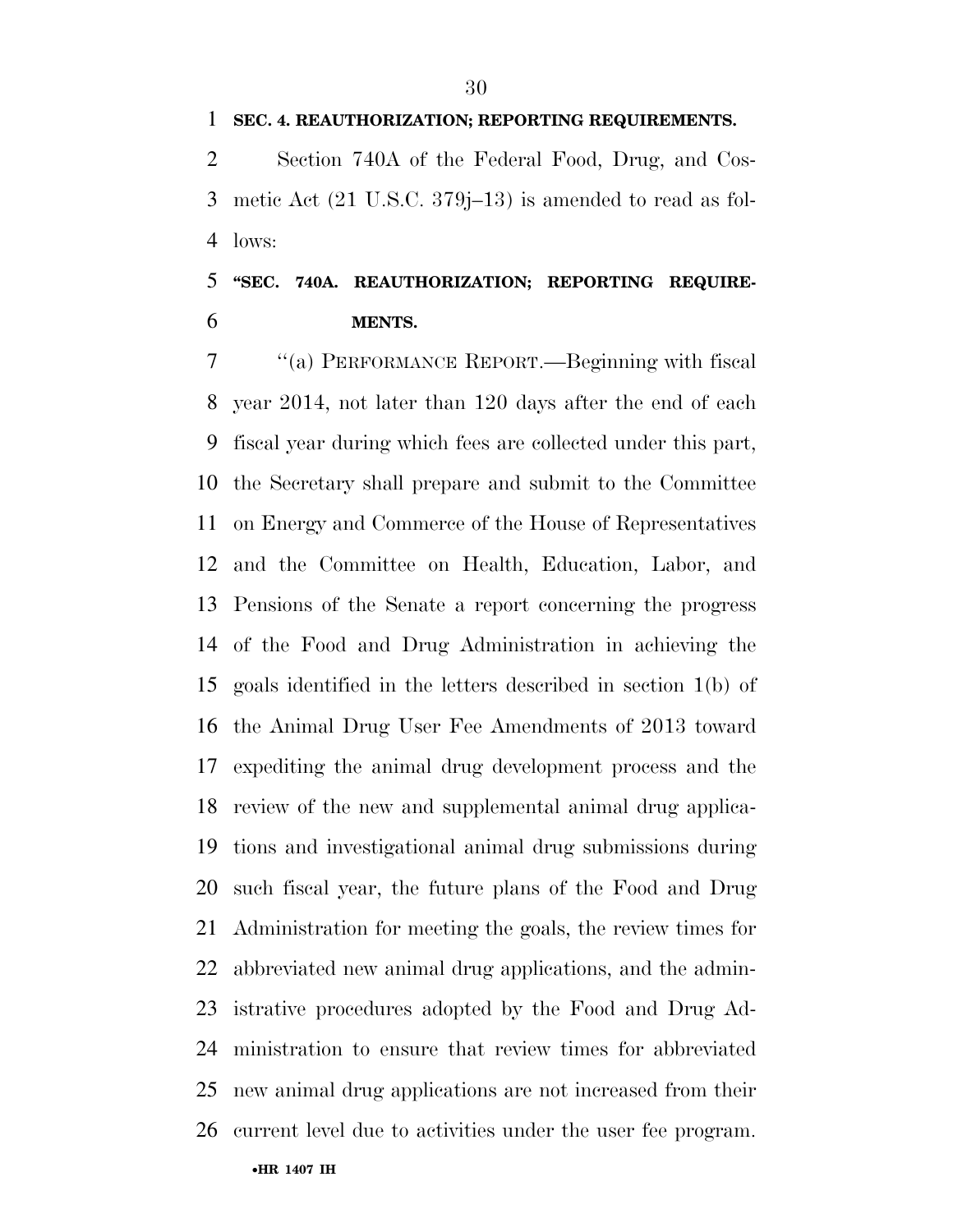**SEC. 4. REAUTHORIZATION; REPORTING REQUIREMENTS.**

Section 740A of the Federal Food, Drug, and Cosmetic Act (21 U.S.C. 379j–13) is amended to read as follows:

**"SEC. 740A. REAUTHORIZATION; REPORTING REQUIREMENTS.**

"(a) PERFORMANCE REPORT.—Beginning with fiscal year 2014, not later than 120 days after the end of each fiscal year during which fees are collected under this part, the Secretary shall prepare and submit to the Committee on Energy and Commerce of the House of Representatives and the Committee on Health, Education, Labor, and Pensions of the Senate a report concerning the progress of the Food and Drug Administration in achieving the goals identified in the letters described in section 1(b) of the Animal Drug User Fee Amendments of 2013 toward expediting the animal drug development process and the review of the new and supplemental animal drug applications and investigational animal drug submissions during such fiscal year, the future plans of the Food and Drug Administration for meeting the goals, the review times for abbreviated new animal drug applications, and the administrative procedures adopted by the Food and Drug Administration to ensure that review times for abbreviated new animal drug applications are not increased from their current level due to activities under the user fee program.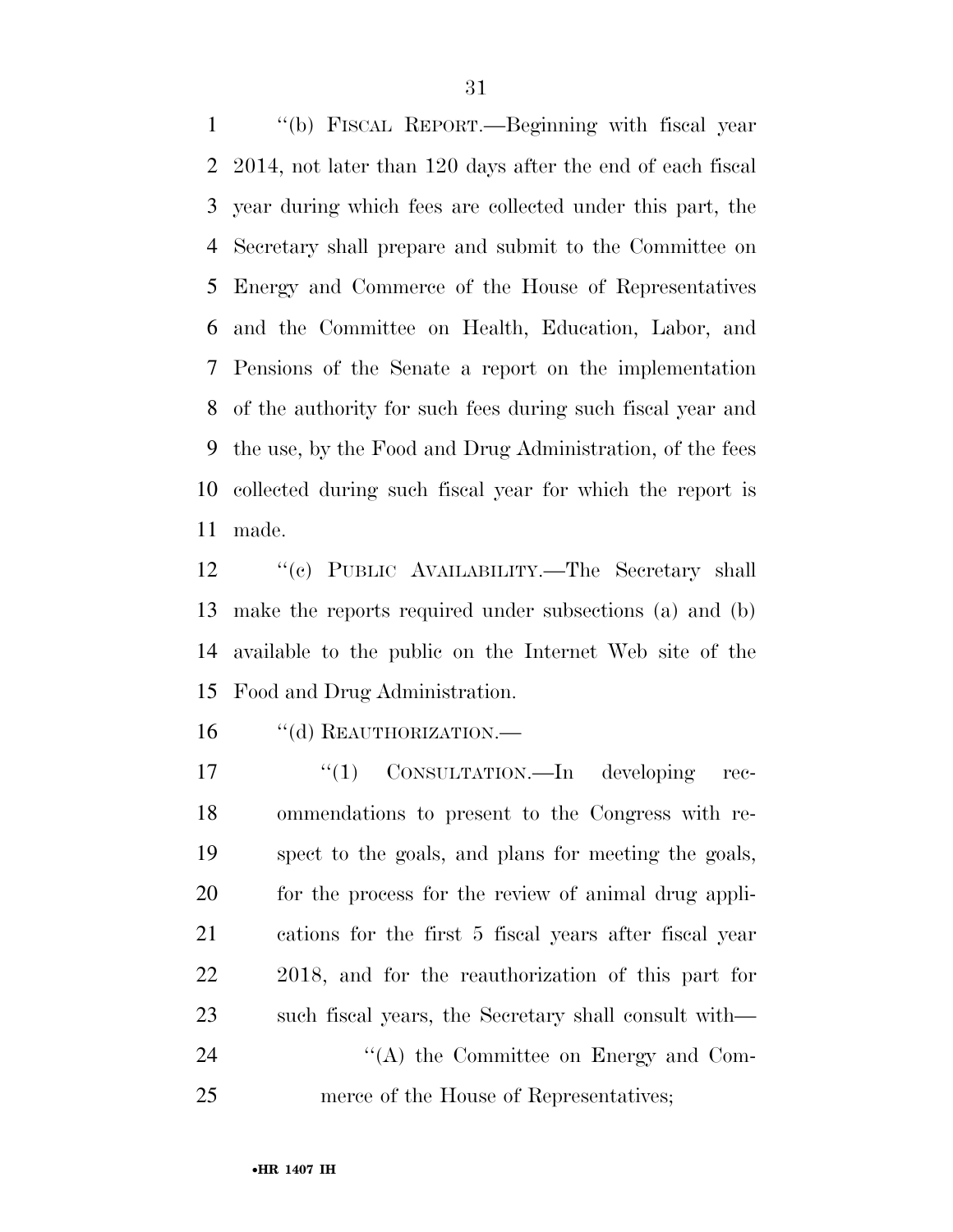''(b) FISCAL REPORT.—Beginning with fiscal year 2014, not later than 120 days after the end of each fiscal year during which fees are collected under this part, the Secretary shall prepare and submit to the Committee on Energy and Commerce of the House of Representatives and the Committee on Health, Education, Labor, and Pensions of the Senate a report on the implementation of the authority for such fees during such fiscal year and the use, by the Food and Drug Administration, of the fees collected during such fiscal year for which the report is made.

''(c) PUBLIC AVAILABILITY.—The Secretary shall make the reports required under subsections (a) and (b) available to the public on the Internet Web site of the Food and Drug Administration.

''(d) REAUTHORIZATION.—

''(1) CONSULTATION.—In developing recommendations to present to the Congress with respect to the goals, and plans for meeting the goals, for the process for the review of animal drug applications for the first 5 fiscal years after fiscal year 2018, and for the reauthorization of this part for such fiscal years, the Secretary shall consult with—

''(A) the Committee on Energy and Commerce of the House of Representatives;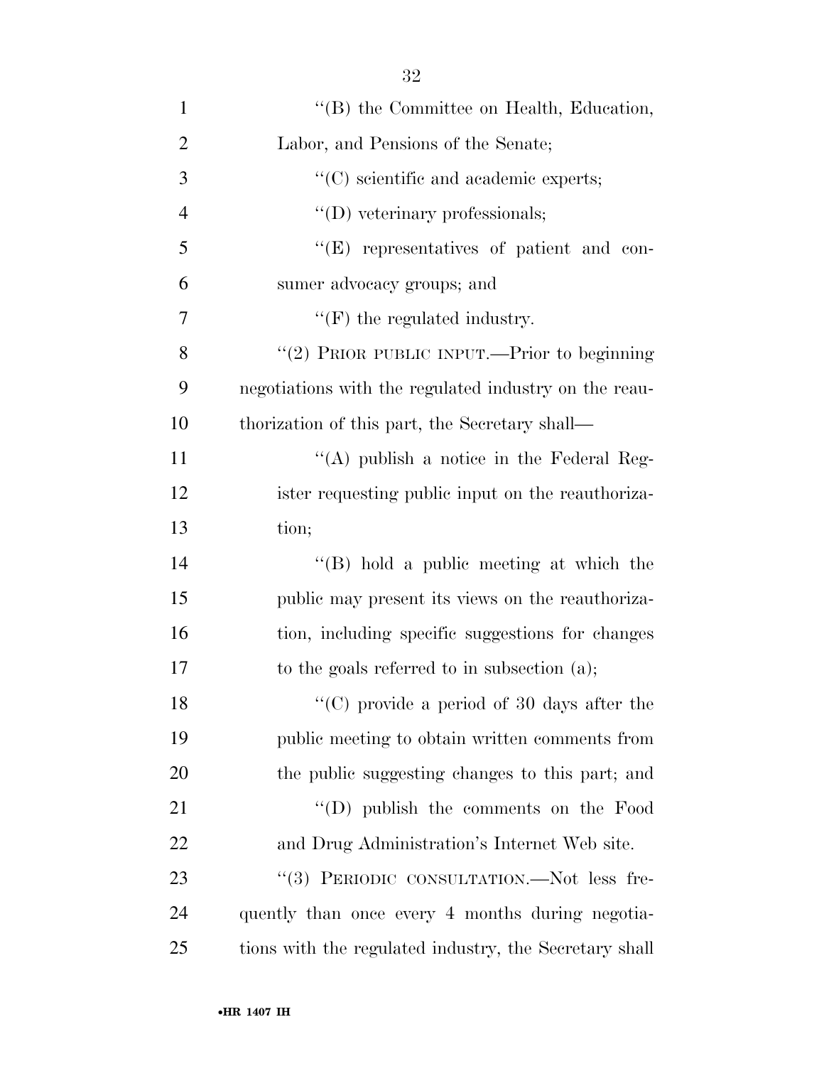"(B) the Committee on Health, Education, Labor, and Pensions of the Senate;

"(C) scientific and academic experts;

"(D) veterinary professionals;

"(E) representatives of patient and consumer advocacy groups; and

"(F) the regulated industry.

"(2) PRIOR PUBLIC INPUT.—Prior to beginning negotiations with the regulated industry on the reauthorization of this part, the Secretary shall—

"(A) publish a notice in the Federal Register requesting public input on the reauthorization;

"(B) hold a public meeting at which the public may present its views on the reauthorization, including specific suggestions for changes to the goals referred to in subsection (a);

"(C) provide a period of 30 days after the public meeting to obtain written comments from the public suggesting changes to this part; and

"(D) publish the comments on the Food and Drug Administration's Internet Web site.

"(3) PERIODIC CONSULTATION.—Not less frequently than once every 4 months during negotiations with the regulated industry, the Secretary shall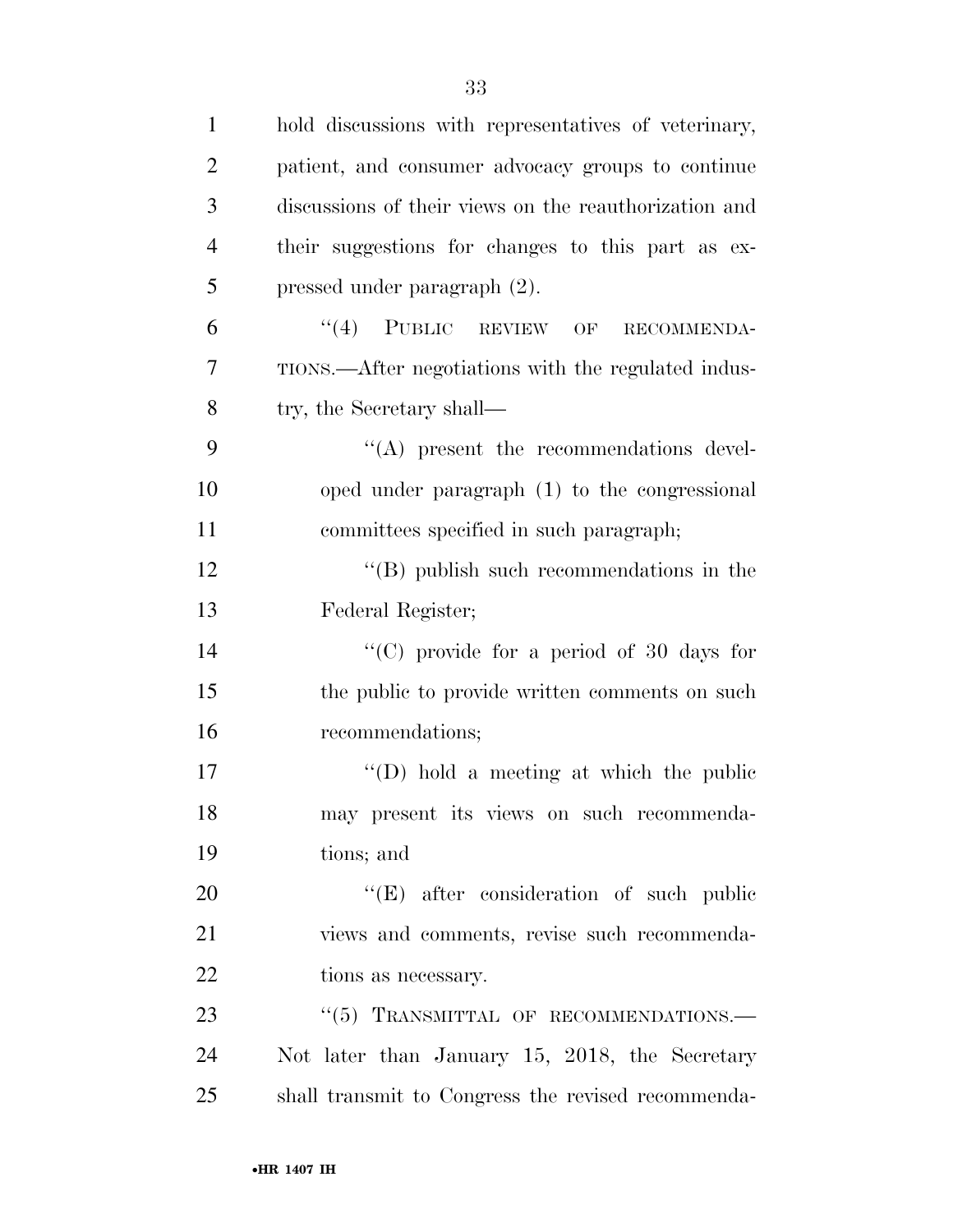hold discussions with representatives of veterinary, patient, and consumer advocacy groups to continue discussions of their views on the reauthorization and their suggestions for changes to this part as expressed under paragraph (2).

"(4) PUBLIC REVIEW OF RECOMMENDATIONS.—After negotiations with the regulated industry, the Secretary shall—

"(A) present the recommendations developed under paragraph (1) to the congressional committees specified in such paragraph;

"(B) publish such recommendations in the Federal Register;

"(C) provide for a period of 30 days for the public to provide written comments on such recommendations;

"(D) hold a meeting at which the public may present its views on such recommendations; and

"(E) after consideration of such public views and comments, revise such recommendations as necessary.

"(5) TRANSMITTAL OF RECOMMENDATIONS.—Not later than January 15, 2018, the Secretary shall transmit to Congress the revised recommenda-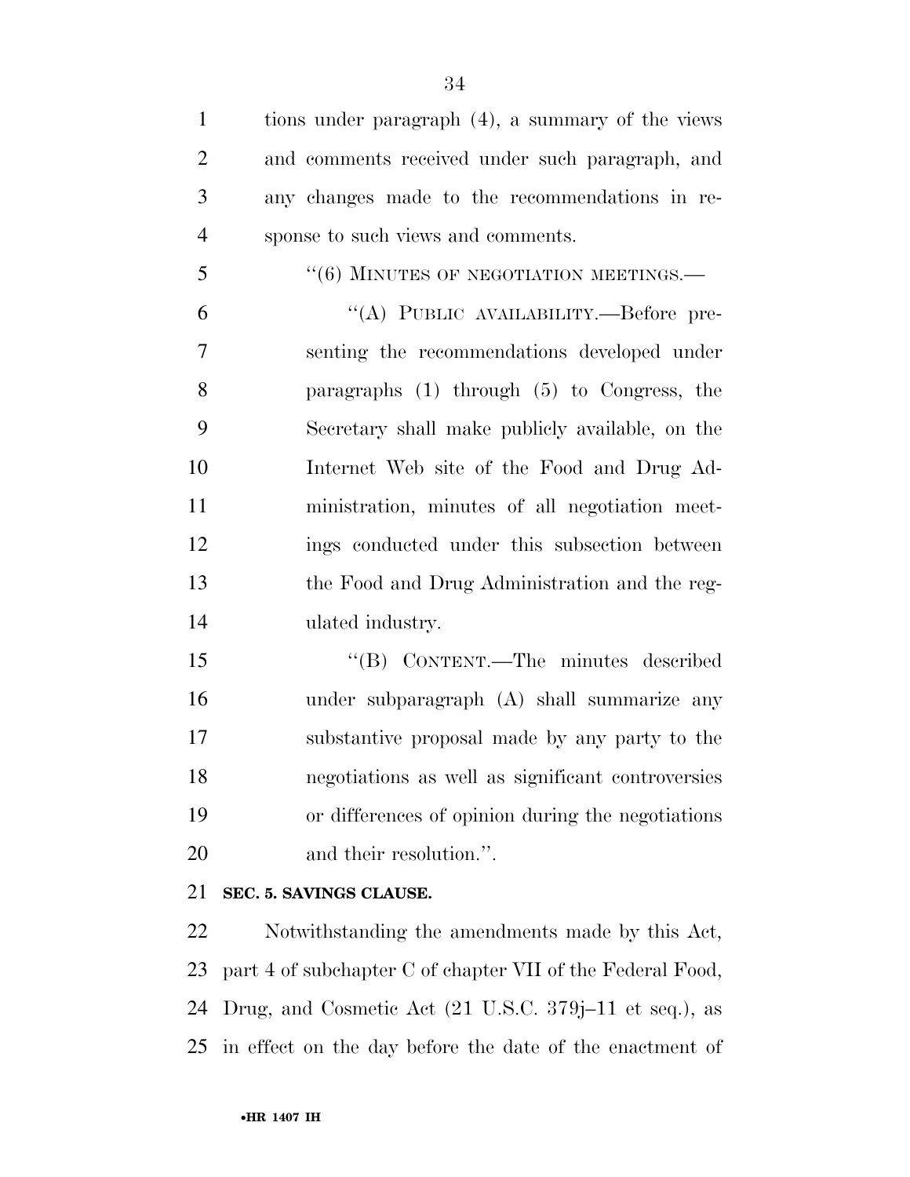tions under paragraph (4), a summary of the views and comments received under such paragraph, and any changes made to the recommendations in response to such views and comments.

"(6) MINUTES OF NEGOTIATION MEETINGS.—

"(A) PUBLIC AVAILABILITY.—Before presenting the recommendations developed under paragraphs (1) through (5) to Congress, the Secretary shall make publicly available, on the Internet Web site of the Food and Drug Administration, minutes of all negotiation meetings conducted under this subsection between the Food and Drug Administration and the regulated industry.

"(B) CONTENT.—The minutes described under subparagraph (A) shall summarize any substantive proposal made by any party to the negotiations as well as significant controversies or differences of opinion during the negotiations and their resolution.".

**SEC. 5. SAVINGS CLAUSE.**

Notwithstanding the amendments made by this Act, part 4 of subchapter C of chapter VII of the Federal Food, Drug, and Cosmetic Act (21 U.S.C. 379j–11 et seq.), as in effect on the day before the date of the enactment of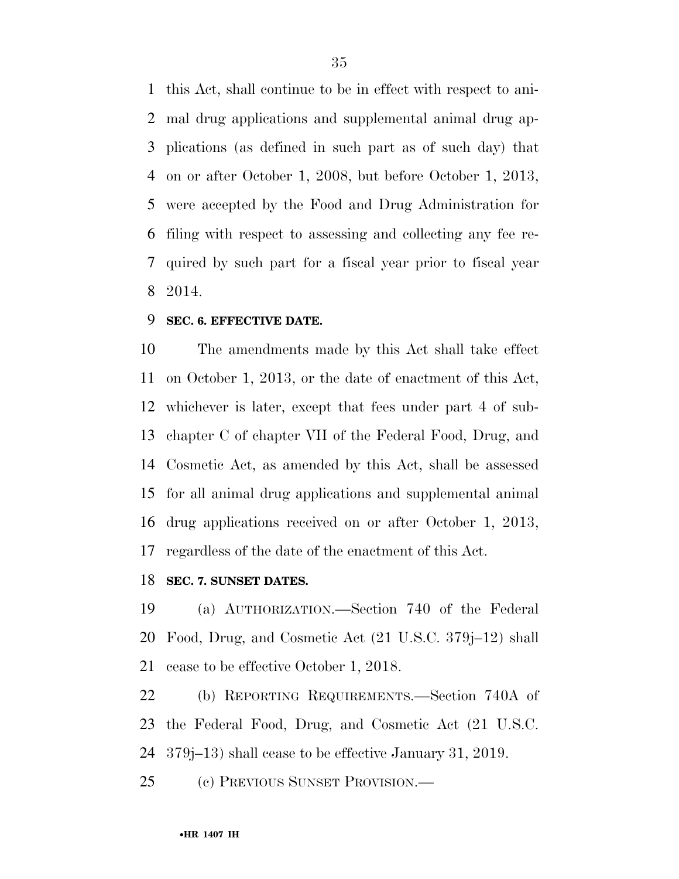this Act, shall continue to be in effect with respect to animal drug applications and supplemental animal drug applications (as defined in such part as of such day) that on or after October 1, 2008, but before October 1, 2013, were accepted by the Food and Drug Administration for filing with respect to assessing and collecting any fee required by such part for a fiscal year prior to fiscal year 2014.

**SEC. 6. EFFECTIVE DATE.**

The amendments made by this Act shall take effect on October 1, 2013, or the date of enactment of this Act, whichever is later, except that fees under part 4 of subchapter C of chapter VII of the Federal Food, Drug, and Cosmetic Act, as amended by this Act, shall be assessed for all animal drug applications and supplemental animal drug applications received on or after October 1, 2013, regardless of the date of the enactment of this Act.

**SEC. 7. SUNSET DATES.**

(a) AUTHORIZATION.—Section 740 of the Federal Food, Drug, and Cosmetic Act (21 U.S.C. 379j–12) shall cease to be effective October 1, 2018.

(b) REPORTING REQUIREMENTS.—Section 740A of the Federal Food, Drug, and Cosmetic Act (21 U.S.C. 379j–13) shall cease to be effective January 31, 2019.

(c) PREVIOUS SUNSET PROVISION.—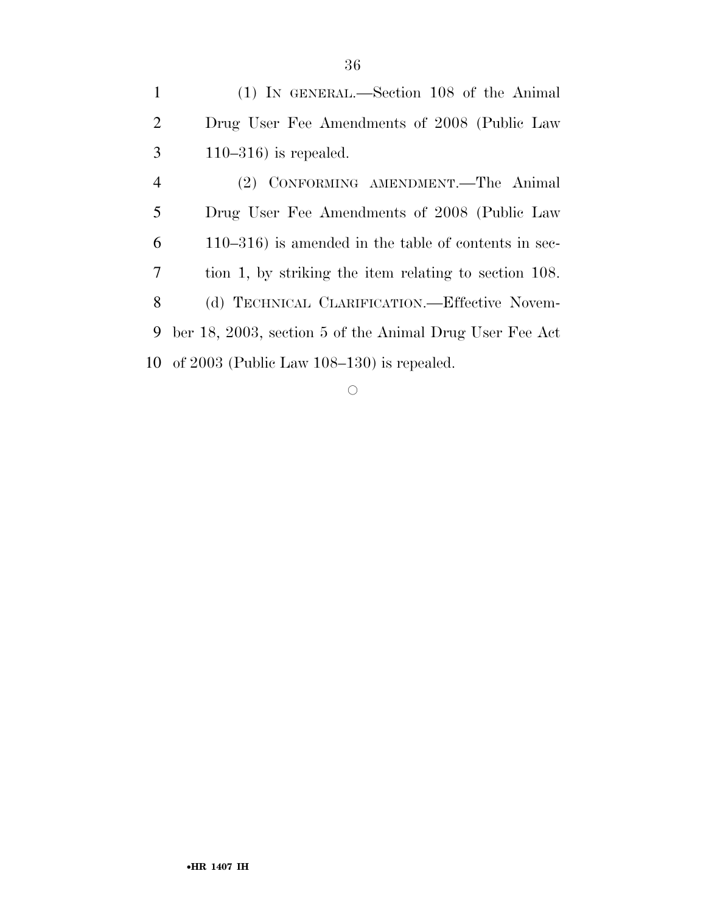(1) IN GENERAL.—Section 108 of the Animal Drug User Fee Amendments of 2008 (Public Law 110–316) is repealed.

(2) CONFORMING AMENDMENT.—The Animal Drug User Fee Amendments of 2008 (Public Law 110–316) is amended in the table of contents in section 1, by striking the item relating to section 108.

(d) TECHNICAL CLARIFICATION.—Effective November 18, 2003, section 5 of the Animal Drug User Fee Act of 2003 (Public Law 108–130) is repealed.

○